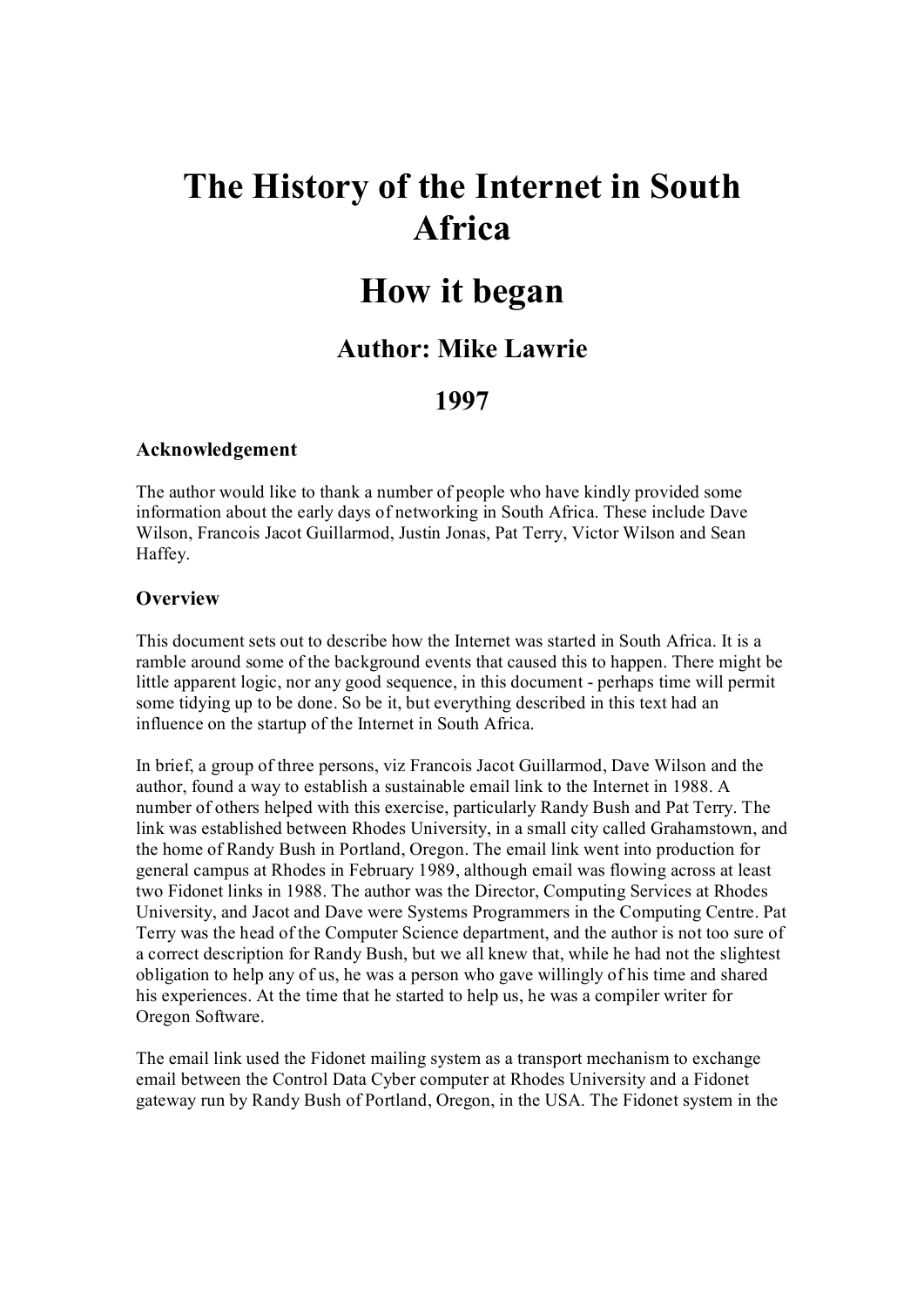# The History of the Internet in South Africa

# How it began

## Author: Mike Lawrie

## 1997

### Acknowledgement

The author would like to thank a number of people who have kindly provided some information about the early days of networking in South Africa. These include Dave Wilson, Francois Jacot Guillarmod, Justin Jonas, Pat Terry, Victor Wilson and Sean Haffey.

### Overview

This document sets out to describe how the Internet was started in South Africa. It is a ramble around some of the background events that caused this to happen. There might be little apparent logic, nor any good sequence, in this document - perhaps time will permit some tidying up to be done. So be it, but everything described in this text had an influence on the startup of the Internet in South Africa.

In brief, a group of three persons, viz Francois Jacot Guillarmod, Dave Wilson and the author, found a way to establish a sustainable email link to the Internet in 1988. A number of others helped with this exercise, particularly Randy Bush and Pat Terry. The link was established between Rhodes University, in a small city called Grahamstown, and the home of Randy Bush in Portland, Oregon. The email link went into production for general campus at Rhodes in February 1989, although email was flowing across at least two Fidonet links in 1988. The author was the Director, Computing Services at Rhodes University, and Jacot and Dave were Systems Programmers in the Computing Centre. Pat Terry was the head of the Computer Science department, and the author is not too sure of a correct description for Randy Bush, but we all knew that, while he had not the slightest obligation to help any of us, he was a person who gave willingly of his time and shared his experiences. At the time that he started to help us, he was a compiler writer for Oregon Software.

The email link used the Fidonet mailing system as a transport mechanism to exchange email between the Control Data Cyber computer at Rhodes University and a Fidonet gateway run by Randy Bush of Portland, Oregon, in the USA. The Fidonet system in the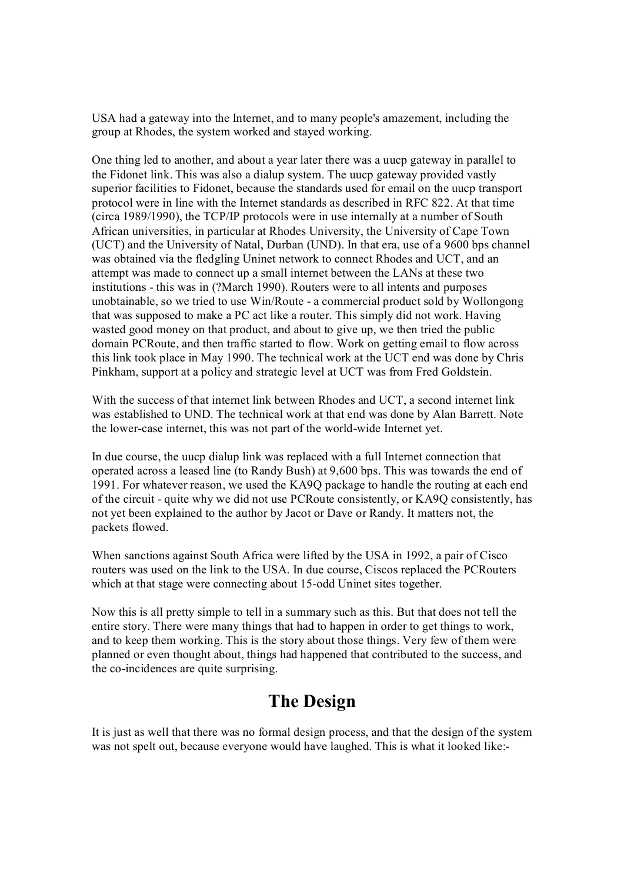USA had a gateway into the Internet, and to many people's amazement, including the group at Rhodes, the system worked and stayed working.

One thing led to another, and about a year later there was a uucp gateway in parallel to the Fidonet link. This was also a dialup system. The uucp gateway provided vastly superior facilities to Fidonet, because the standards used for email on the uucp transport protocol were in line with the Internet standards as described in RFC 822. At that time (circa 1989/1990), the TCP/IP protocols were in use internally at a number of South African universities, in particular at Rhodes University, the University of Cape Town (UCT) and the University of Natal, Durban (UND). In that era, use of a 9600 bps channel was obtained via the fledgling Uninet network to connect Rhodes and UCT, and an attempt was made to connect up a small internet between the LANs at these two institutions - this was in (?March 1990). Routers were to all intents and purposes unobtainable, so we tried to use Win/Route - a commercial product sold by Wollongong that was supposed to make a PC act like a router. This simply did not work. Having wasted good money on that product, and about to give up, we then tried the public domain PCRoute, and then traffic started to flow. Work on getting email to flow across this link took place in May 1990. The technical work at the UCT end was done by Chris Pinkham, support at a policy and strategic level at UCT was from Fred Goldstein.

With the success of that internet link between Rhodes and UCT, a second internet link was established to UND. The technical work at that end was done by Alan Barrett. Note the lower-case internet, this was not part of the world-wide Internet yet.

In due course, the uucp dialup link was replaced with a full Internet connection that operated across a leased line (to Randy Bush) at 9,600 bps. This was towards the end of 1991. For whatever reason, we used the KA9Q package to handle the routing at each end of the circuit - quite why we did not use PCRoute consistently, or KA9Q consistently, has not yet been explained to the author by Jacot or Dave or Randy. It matters not, the packets flowed.

When sanctions against South Africa were lifted by the USA in 1992, a pair of Cisco routers was used on the link to the USA. In due course, Ciscos replaced the PCRouters which at that stage were connecting about 15-odd Uninet sites together.

Now this is all pretty simple to tell in a summary such as this. But that does not tell the entire story. There were many things that had to happen in order to get things to work, and to keep them working. This is the story about those things. Very few of them were planned or even thought about, things had happened that contributed to the success, and the co-incidences are quite surprising.

## The Design

It is just as well that there was no formal design process, and that the design of the system was not spelt out, because everyone would have laughed. This is what it looked like:-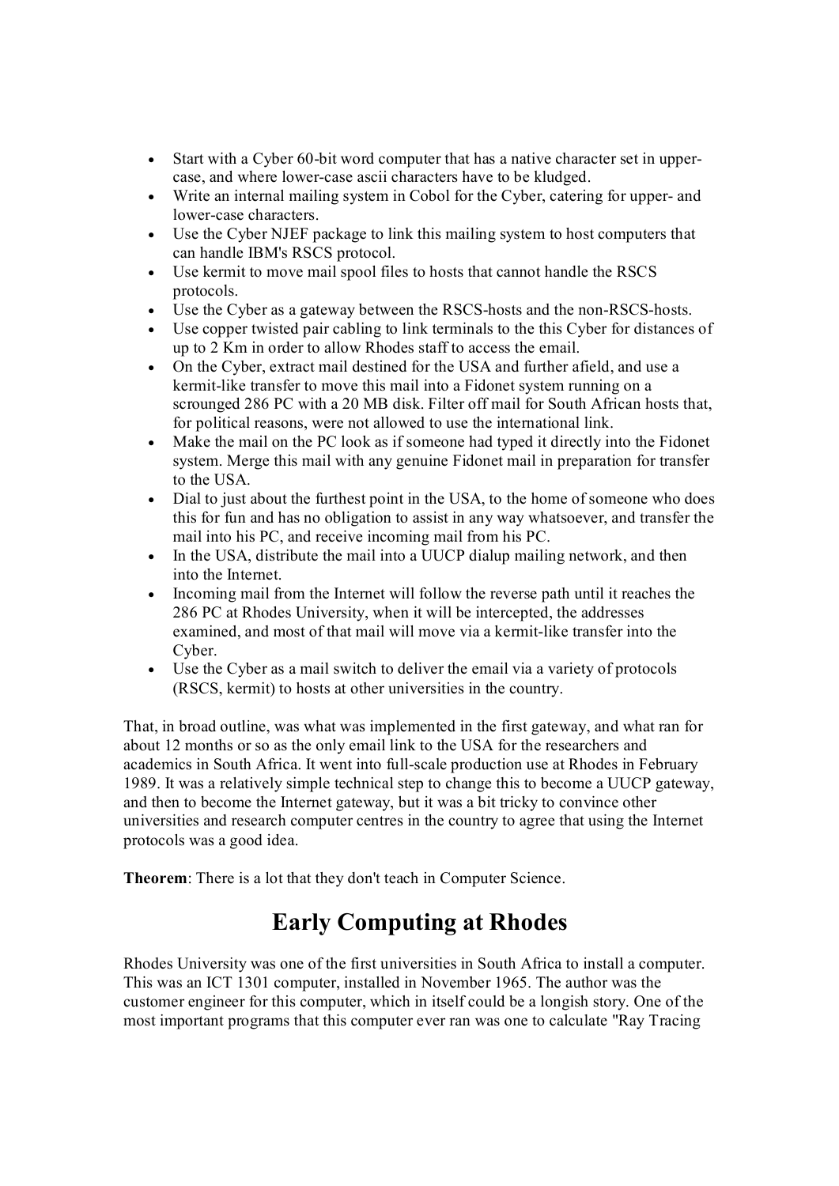- Start with a Cyber 60-bit word computer that has a native character set in upper-case, and where lower-case ascii characters have to be kludged.
- Write an internal mailing system in Cobol for the Cyber, catering for upper- and lower-case characters.
- Use the Cyber NJEF package to link this mailing system to host computers that can handle IBM's RSCS protocol.
- Use kermit to move mail spool files to hosts that cannot handle the RSCS protocols.
- Use the Cyber as a gateway between the RSCS-hosts and the non-RSCS-hosts.
- Use copper twisted pair cabling to link terminals to the this Cyber for distances of up to 2 Km in order to allow Rhodes staff to access the email.
- On the Cyber, extract mail destined for the USA and further afield, and use a kermit-like transfer to move this mail into a Fidonet system running on a scrounged 286 PC with a 20 MB disk. Filter off mail for South African hosts that, for political reasons, were not allowed to use the international link.
- Make the mail on the PC look as if someone had typed it directly into the Fidonet system. Merge this mail with any genuine Fidonet mail in preparation for transfer to the USA.
- Dial to just about the furthest point in the USA, to the home of someone who does this for fun and has no obligation to assist in any way whatsoever, and transfer the mail into his PC, and receive incoming mail from his PC.
- In the USA, distribute the mail into a UUCP dialup mailing network, and then into the Internet.
- Incoming mail from the Internet will follow the reverse path until it reaches the 286 PC at Rhodes University, when it will be intercepted, the addresses examined, and most of that mail will move via a kermit-like transfer into the Cyber.
- Use the Cyber as a mail switch to deliver the email via a variety of protocols (RSCS, kermit) to hosts at other universities in the country.

That, in broad outline, was what was implemented in the first gateway, and what ran for about 12 months or so as the only email link to the USA for the researchers and academics in South Africa. It went into full-scale production use at Rhodes in February 1989. It was a relatively simple technical step to change this to become a UUCP gateway, and then to become the Internet gateway, but it was a bit tricky to convince other universities and research computer centres in the country to agree that using the Internet protocols was a good idea.

**Theorem**: There is a lot that they don't teach in Computer Science.

## Early Computing at Rhodes

Rhodes University was one of the first universities in South Africa to install a computer. This was an ICT 1301 computer, installed in November 1965. The author was the customer engineer for this computer, which in itself could be a longish story. One of the most important programs that this computer ever ran was one to calculate "Ray Tracing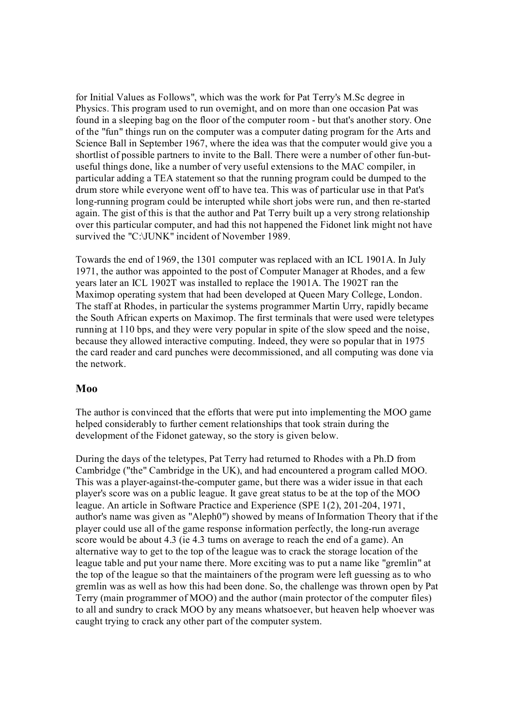for Initial Values as Follows", which was the work for Pat Terry's M.Sc degree in Physics. This program used to run overnight, and on more than one occasion Pat was found in a sleeping bag on the floor of the computer room - but that's another story. One of the "fun" things run on the computer was a computer dating program for the Arts and Science Ball in September 1967, where the idea was that the computer would give you a shortlist of possible partners to invite to the Ball. There were a number of other fun-but-useful things done, like a number of very useful extensions to the MAC compiler, in particular adding a TEA statement so that the running program could be dumped to the drum store while everyone went off to have tea. This was of particular use in that Pat's long-running program could be interupted while short jobs were run, and then re-started again. The gist of this is that the author and Pat Terry built up a very strong relationship over this particular computer, and had this not happened the Fidonet link might not have survived the "C:\JUNK" incident of November 1989.

Towards the end of 1969, the 1301 computer was replaced with an ICL 1901A. In July 1971, the author was appointed to the post of Computer Manager at Rhodes, and a few years later an ICL 1902T was installed to replace the 1901A. The 1902T ran the Maximop operating system that had been developed at Queen Mary College, London. The staff at Rhodes, in particular the systems programmer Martin Urry, rapidly became the South African experts on Maximop. The first terminals that were used were teletypes running at 110 bps, and they were very popular in spite of the slow speed and the noise, because they allowed interactive computing. Indeed, they were so popular that in 1975 the card reader and card punches were decommissioned, and all computing was done via the network.

## Moo

The author is convinced that the efforts that were put into implementing the MOO game helped considerably to further cement relationships that took strain during the development of the Fidonet gateway, so the story is given below.

During the days of the teletypes, Pat Terry had returned to Rhodes with a Ph.D from Cambridge ("the" Cambridge in the UK), and had encountered a program called MOO. This was a player-against-the-computer game, but there was a wider issue in that each player's score was on a public league. It gave great status to be at the top of the MOO league. An article in Software Practice and Experience (SPE 1(2), 201-204, 1971, author's name was given as "Aleph0") showed by means of Information Theory that if the player could use all of the game response information perfectly, the long-run average score would be about 4.3 (ie 4.3 turns on average to reach the end of a game). An alternative way to get to the top of the league was to crack the storage location of the league table and put your name there. More exciting was to put a name like "gremlin" at the top of the league so that the maintainers of the program were left guessing as to who gremlin was as well as how this had been done. So, the challenge was thrown open by Pat Terry (main programmer of MOO) and the author (main protector of the computer files) to all and sundry to crack MOO by any means whatsoever, but heaven help whoever was caught trying to crack any other part of the computer system.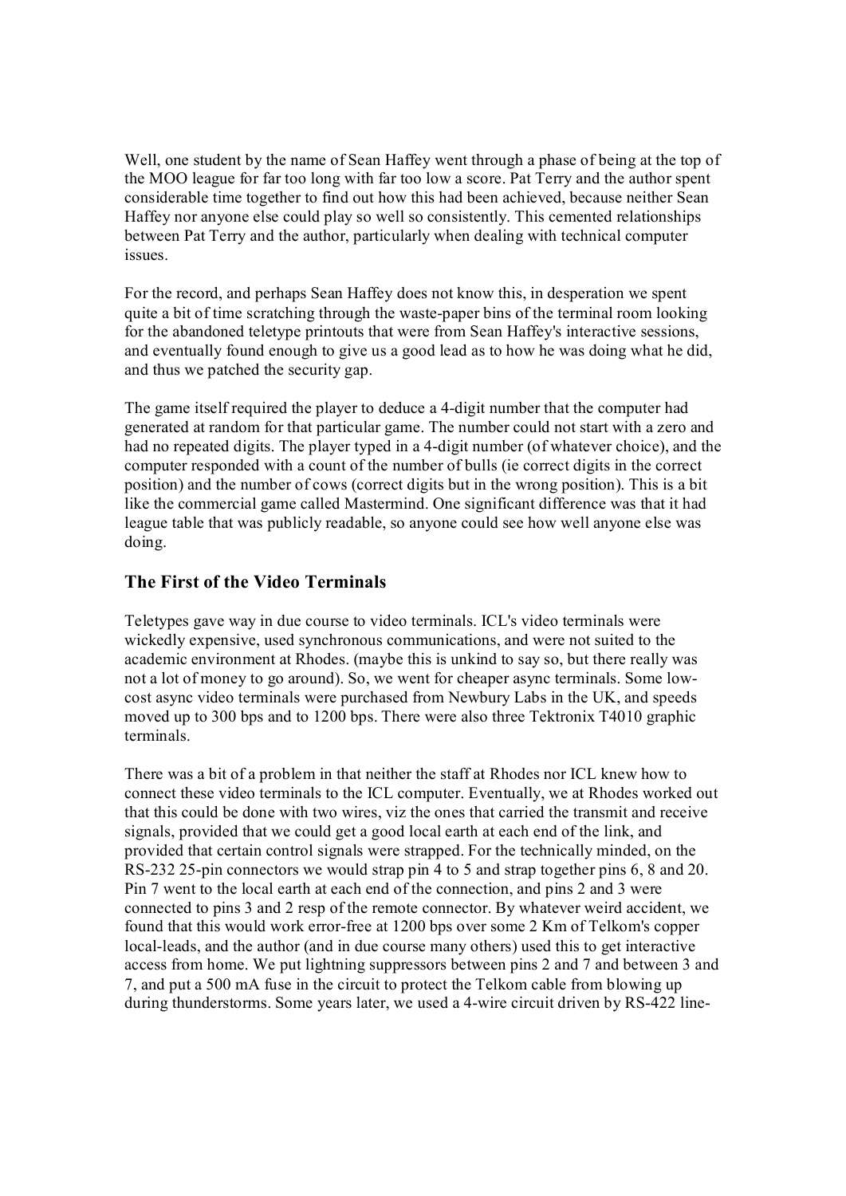Well, one student by the name of Sean Haffey went through a phase of being at the top of the MOO league for far too long with far too low a score. Pat Terry and the author spent considerable time together to find out how this had been achieved, because neither Sean Haffey nor anyone else could play so well so consistently. This cemented relationships between Pat Terry and the author, particularly when dealing with technical computer issues.

For the record, and perhaps Sean Haffey does not know this, in desperation we spent quite a bit of time scratching through the waste-paper bins of the terminal room looking for the abandoned teletype printouts that were from Sean Haffey's interactive sessions, and eventually found enough to give us a good lead as to how he was doing what he did, and thus we patched the security gap.

The game itself required the player to deduce a 4-digit number that the computer had generated at random for that particular game. The number could not start with a zero and had no repeated digits. The player typed in a 4-digit number (of whatever choice), and the computer responded with a count of the number of bulls (ie correct digits in the correct position) and the number of cows (correct digits but in the wrong position). This is a bit like the commercial game called Mastermind. One significant difference was that it had league table that was publicly readable, so anyone could see how well anyone else was doing.

## The First of the Video Terminals

Teletypes gave way in due course to video terminals. ICL's video terminals were wickedly expensive, used synchronous communications, and were not suited to the academic environment at Rhodes. (maybe this is unkind to say so, but there really was not a lot of money to go around). So, we went for cheaper async terminals. Some low-cost async video terminals were purchased from Newbury Labs in the UK, and speeds moved up to 300 bps and to 1200 bps. There were also three Tektronix T4010 graphic terminals.

There was a bit of a problem in that neither the staff at Rhodes nor ICL knew how to connect these video terminals to the ICL computer. Eventually, we at Rhodes worked out that this could be done with two wires, viz the ones that carried the transmit and receive signals, provided that we could get a good local earth at each end of the link, and provided that certain control signals were strapped. For the technically minded, on the RS-232 25-pin connectors we would strap pin 4 to 5 and strap together pins 6, 8 and 20. Pin 7 went to the local earth at each end of the connection, and pins 2 and 3 were connected to pins 3 and 2 resp of the remote connector. By whatever weird accident, we found that this would work error-free at 1200 bps over some 2 Km of Telkom's copper local-leads, and the author (and in due course many others) used this to get interactive access from home. We put lightning suppressors between pins 2 and 7 and between 3 and 7, and put a 500 mA fuse in the circuit to protect the Telkom cable from blowing up during thunderstorms. Some years later, we used a 4-wire circuit driven by RS-422 line-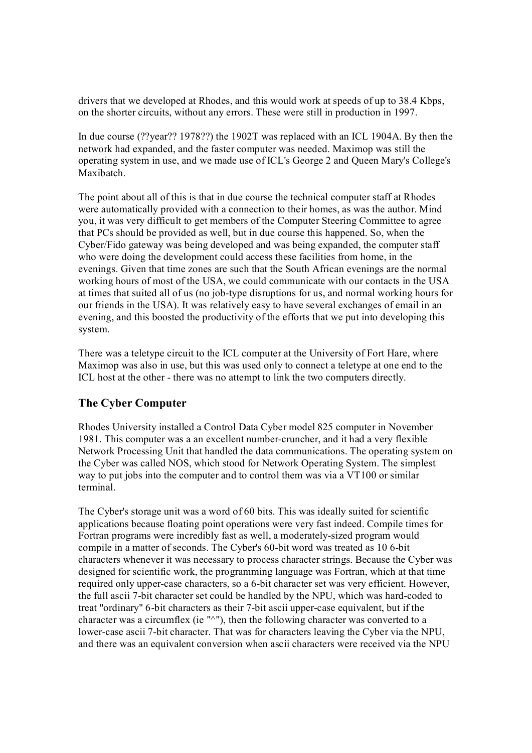drivers that we developed at Rhodes, and this would work at speeds of up to 38.4 Kbps, on the shorter circuits, without any errors. These were still in production in 1997.

In due course (??year?? 1978??) the 1902T was replaced with an ICL 1904A. By then the network had expanded, and the faster computer was needed. Maximop was still the operating system in use, and we made use of ICL's George 2 and Queen Mary's College's Maxibatch.

The point about all of this is that in due course the technical computer staff at Rhodes were automatically provided with a connection to their homes, as was the author. Mind you, it was very difficult to get members of the Computer Steering Committee to agree that PCs should be provided as well, but in due course this happened. So, when the Cyber/Fido gateway was being developed and was being expanded, the computer staff who were doing the development could access these facilities from home, in the evenings. Given that time zones are such that the South African evenings are the normal working hours of most of the USA, we could communicate with our contacts in the USA at times that suited all of us (no job-type disruptions for us, and normal working hours for our friends in the USA). It was relatively easy to have several exchanges of email in an evening, and this boosted the productivity of the efforts that we put into developing this system.

There was a teletype circuit to the ICL computer at the University of Fort Hare, where Maximop was also in use, but this was used only to connect a teletype at one end to the ICL host at the other - there was no attempt to link the two computers directly.

## The Cyber Computer

Rhodes University installed a Control Data Cyber model 825 computer in November 1981. This computer was a an excellent number-cruncher, and it had a very flexible Network Processing Unit that handled the data communications. The operating system on the Cyber was called NOS, which stood for Network Operating System. The simplest way to put jobs into the computer and to control them was via a VT100 or similar terminal.

The Cyber's storage unit was a word of 60 bits. This was ideally suited for scientific applications because floating point operations were very fast indeed. Compile times for Fortran programs were incredibly fast as well, a moderately-sized program would compile in a matter of seconds. The Cyber's 60-bit word was treated as 10 6-bit characters whenever it was necessary to process character strings. Because the Cyber was designed for scientific work, the programming language was Fortran, which at that time required only upper-case characters, so a 6-bit character set was very efficient. However, the full ascii 7-bit character set could be handled by the NPU, which was hard-coded to treat "ordinary" 6-bit characters as their 7-bit ascii upper-case equivalent, but if the character was a circumflex (ie "^"), then the following character was converted to a lower-case ascii 7-bit character. That was for characters leaving the Cyber via the NPU, and there was an equivalent conversion when ascii characters were received via the NPU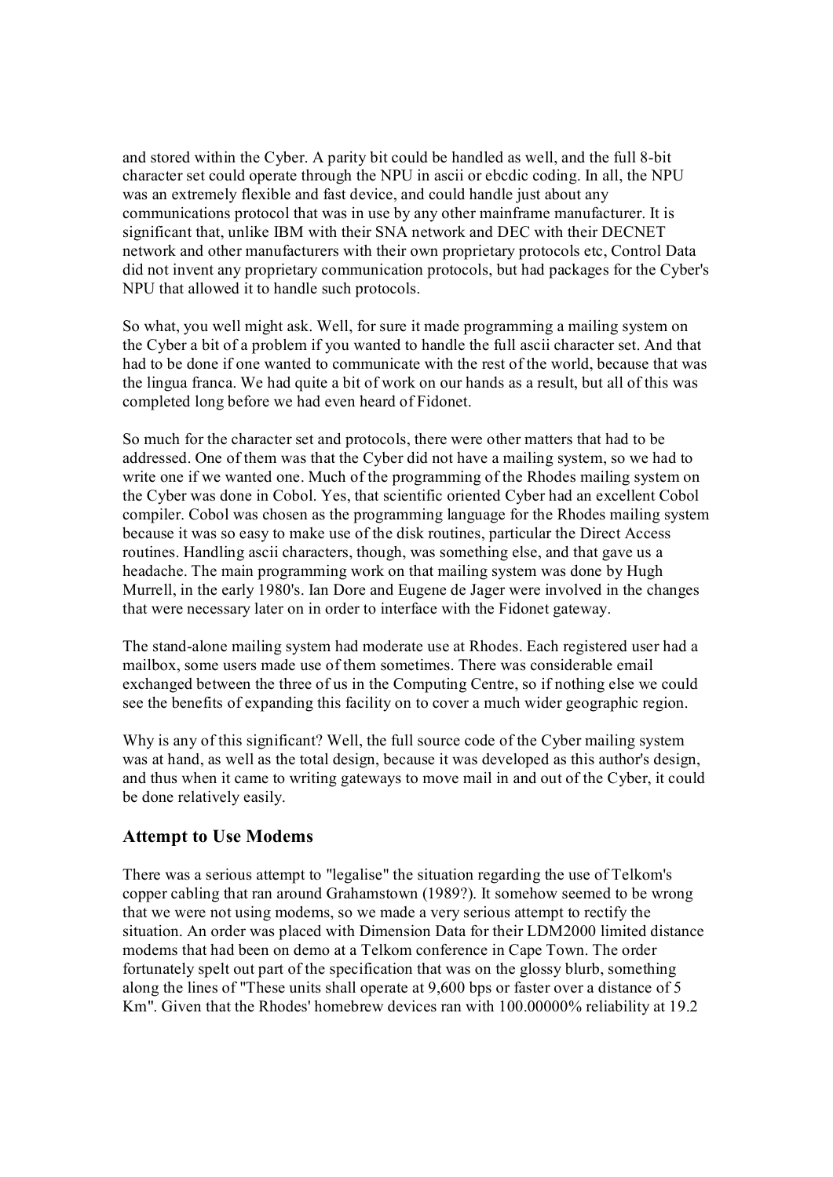and stored within the Cyber. A parity bit could be handled as well, and the full 8-bit character set could operate through the NPU in ascii or ebcdic coding. In all, the NPU was an extremely flexible and fast device, and could handle just about any communications protocol that was in use by any other mainframe manufacturer. It is significant that, unlike IBM with their SNA network and DEC with their DECNET network and other manufacturers with their own proprietary protocols etc, Control Data did not invent any proprietary communication protocols, but had packages for the Cyber's NPU that allowed it to handle such protocols.

So what, you well might ask. Well, for sure it made programming a mailing system on the Cyber a bit of a problem if you wanted to handle the full ascii character set. And that had to be done if one wanted to communicate with the rest of the world, because that was the lingua franca. We had quite a bit of work on our hands as a result, but all of this was completed long before we had even heard of Fidonet.

So much for the character set and protocols, there were other matters that had to be addressed. One of them was that the Cyber did not have a mailing system, so we had to write one if we wanted one. Much of the programming of the Rhodes mailing system on the Cyber was done in Cobol. Yes, that scientific oriented Cyber had an excellent Cobol compiler. Cobol was chosen as the programming language for the Rhodes mailing system because it was so easy to make use of the disk routines, particular the Direct Access routines. Handling ascii characters, though, was something else, and that gave us a headache. The main programming work on that mailing system was done by Hugh Murrell, in the early 1980's. Ian Dore and Eugene de Jager were involved in the changes that were necessary later on in order to interface with the Fidonet gateway.

The stand-alone mailing system had moderate use at Rhodes. Each registered user had a mailbox, some users made use of them sometimes. There was considerable email exchanged between the three of us in the Computing Centre, so if nothing else we could see the benefits of expanding this facility on to cover a much wider geographic region.

Why is any of this significant? Well, the full source code of the Cyber mailing system was at hand, as well as the total design, because it was developed as this author's design, and thus when it came to writing gateways to move mail in and out of the Cyber, it could be done relatively easily.

### Attempt to Use Modems

There was a serious attempt to "legalise" the situation regarding the use of Telkom's copper cabling that ran around Grahamstown (1989?). It somehow seemed to be wrong that we were not using modems, so we made a very serious attempt to rectify the situation. An order was placed with Dimension Data for their LDM2000 limited distance modems that had been on demo at a Telkom conference in Cape Town. The order fortunately spelt out part of the specification that was on the glossy blurb, something along the lines of "These units shall operate at 9,600 bps or faster over a distance of 5 Km". Given that the Rhodes' homebrew devices ran with 100.00000% reliability at 19.2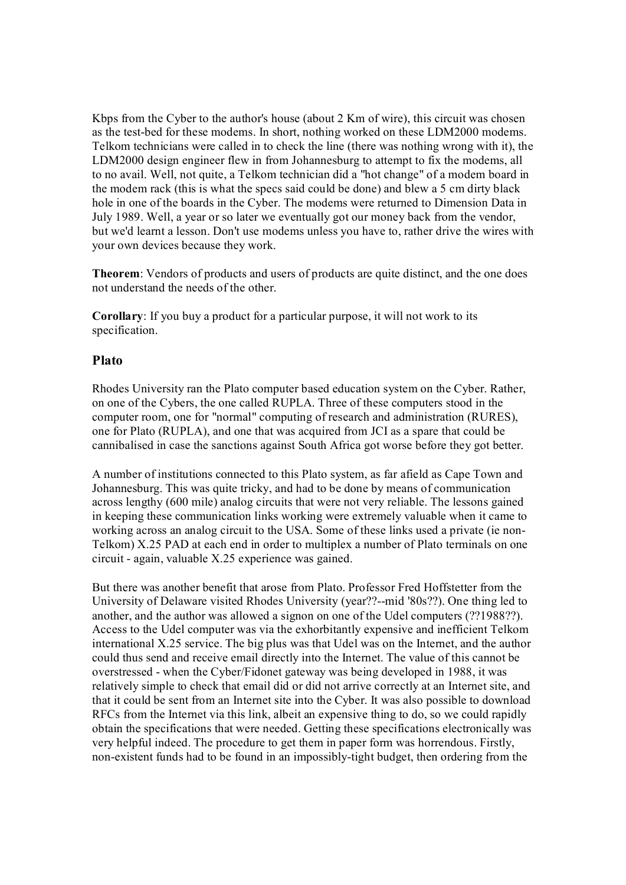Kbps from the Cyber to the author's house (about 2 Km of wire), this circuit was chosen as the test-bed for these modems. In short, nothing worked on these LDM2000 modems. Telkom technicians were called in to check the line (there was nothing wrong with it), the LDM2000 design engineer flew in from Johannesburg to attempt to fix the modems, all to no avail. Well, not quite, a Telkom technician did a "hot change" of a modem board in the modem rack (this is what the specs said could be done) and blew a 5 cm dirty black hole in one of the boards in the Cyber. The modems were returned to Dimension Data in July 1989. Well, a year or so later we eventually got our money back from the vendor, but we'd learnt a lesson. Don't use modems unless you have to, rather drive the wires with your own devices because they work.

**Theorem**: Vendors of products and users of products are quite distinct, and the one does not understand the needs of the other.

**Corollary**: If you buy a product for a particular purpose, it will not work to its specification.

### Plato

Rhodes University ran the Plato computer based education system on the Cyber. Rather, on one of the Cybers, the one called RUPLA. Three of these computers stood in the computer room, one for "normal" computing of research and administration (RURES), one for Plato (RUPLA), and one that was acquired from JCI as a spare that could be cannibalised in case the sanctions against South Africa got worse before they got better.

A number of institutions connected to this Plato system, as far afield as Cape Town and Johannesburg. This was quite tricky, and had to be done by means of communication across lengthy (600 mile) analog circuits that were not very reliable. The lessons gained in keeping these communication links working were extremely valuable when it came to working across an analog circuit to the USA. Some of these links used a private (ie non-Telkom) X.25 PAD at each end in order to multiplex a number of Plato terminals on one circuit - again, valuable X.25 experience was gained.

But there was another benefit that arose from Plato. Professor Fred Hoffstetter from the University of Delaware visited Rhodes University (year??--mid '80s??). One thing led to another, and the author was allowed a signon on one of the Udel computers (??1988??). Access to the Udel computer was via the exhorbitantly expensive and inefficient Telkom international X.25 service. The big plus was that Udel was on the Internet, and the author could thus send and receive email directly into the Internet. The value of this cannot be overstressed - when the Cyber/Fidonet gateway was being developed in 1988, it was relatively simple to check that email did or did not arrive correctly at an Internet site, and that it could be sent from an Internet site into the Cyber. It was also possible to download RFCs from the Internet via this link, albeit an expensive thing to do, so we could rapidly obtain the specifications that were needed. Getting these specifications electronically was very helpful indeed. The procedure to get them in paper form was horrendous. Firstly, non-existent funds had to be found in an impossibly-tight budget, then ordering from the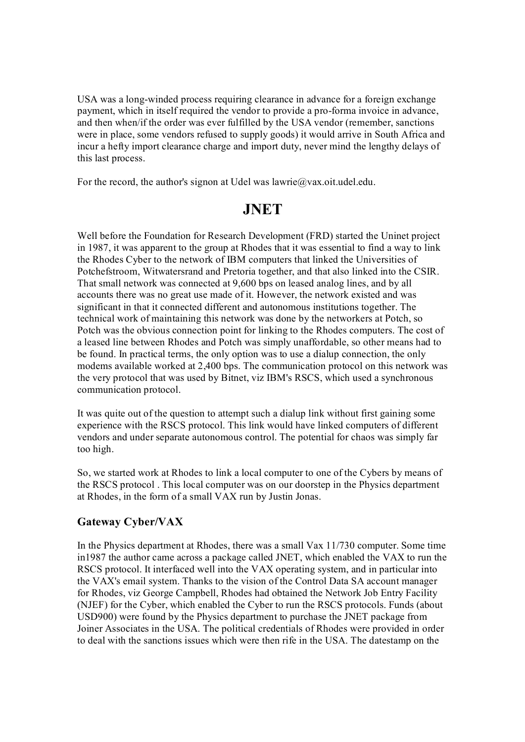USA was a long-winded process requiring clearance in advance for a foreign exchange payment, which in itself required the vendor to provide a pro-forma invoice in advance, and then when/if the order was ever fulfilled by the USA vendor (remember, sanctions were in place, some vendors refused to supply goods) it would arrive in South Africa and incur a hefty import clearance charge and import duty, never mind the lengthy delays of this last process.

For the record, the author's signon at Udel was lawrie@vax.oit.udel.edu.

# JNET

Well before the Foundation for Research Development (FRD) started the Uninet project in 1987, it was apparent to the group at Rhodes that it was essential to find a way to link the Rhodes Cyber to the network of IBM computers that linked the Universities of Potchefstroom, Witwatersrand and Pretoria together, and that also linked into the CSIR. That small network was connected at 9,600 bps on leased analog lines, and by all accounts there was no great use made of it. However, the network existed and was significant in that it connected different and autonomous institutions together. The technical work of maintaining this network was done by the networkers at Potch, so Potch was the obvious connection point for linking to the Rhodes computers. The cost of a leased line between Rhodes and Potch was simply unaffordable, so other means had to be found. In practical terms, the only option was to use a dialup connection, the only modems available worked at 2,400 bps. The communication protocol on this network was the very protocol that was used by Bitnet, viz IBM's RSCS, which used a synchronous communication protocol.

It was quite out of the question to attempt such a dialup link without first gaining some experience with the RSCS protocol. This link would have linked computers of different vendors and under separate autonomous control. The potential for chaos was simply far too high.

So, we started work at Rhodes to link a local computer to one of the Cybers by means of the RSCS protocol . This local computer was on our doorstep in the Physics department at Rhodes, in the form of a small VAX run by Justin Jonas.

## Gateway Cyber/VAX

In the Physics department at Rhodes, there was a small Vax 11/730 computer. Some time in1987 the author came across a package called JNET, which enabled the VAX to run the RSCS protocol. It interfaced well into the VAX operating system, and in particular into the VAX's email system. Thanks to the vision of the Control Data SA account manager for Rhodes, viz George Campbell, Rhodes had obtained the Network Job Entry Facility (NJEF) for the Cyber, which enabled the Cyber to run the RSCS protocols. Funds (about USD900) were found by the Physics department to purchase the JNET package from Joiner Associates in the USA. The political credentials of Rhodes were provided in order to deal with the sanctions issues which were then rife in the USA. The datestamp on the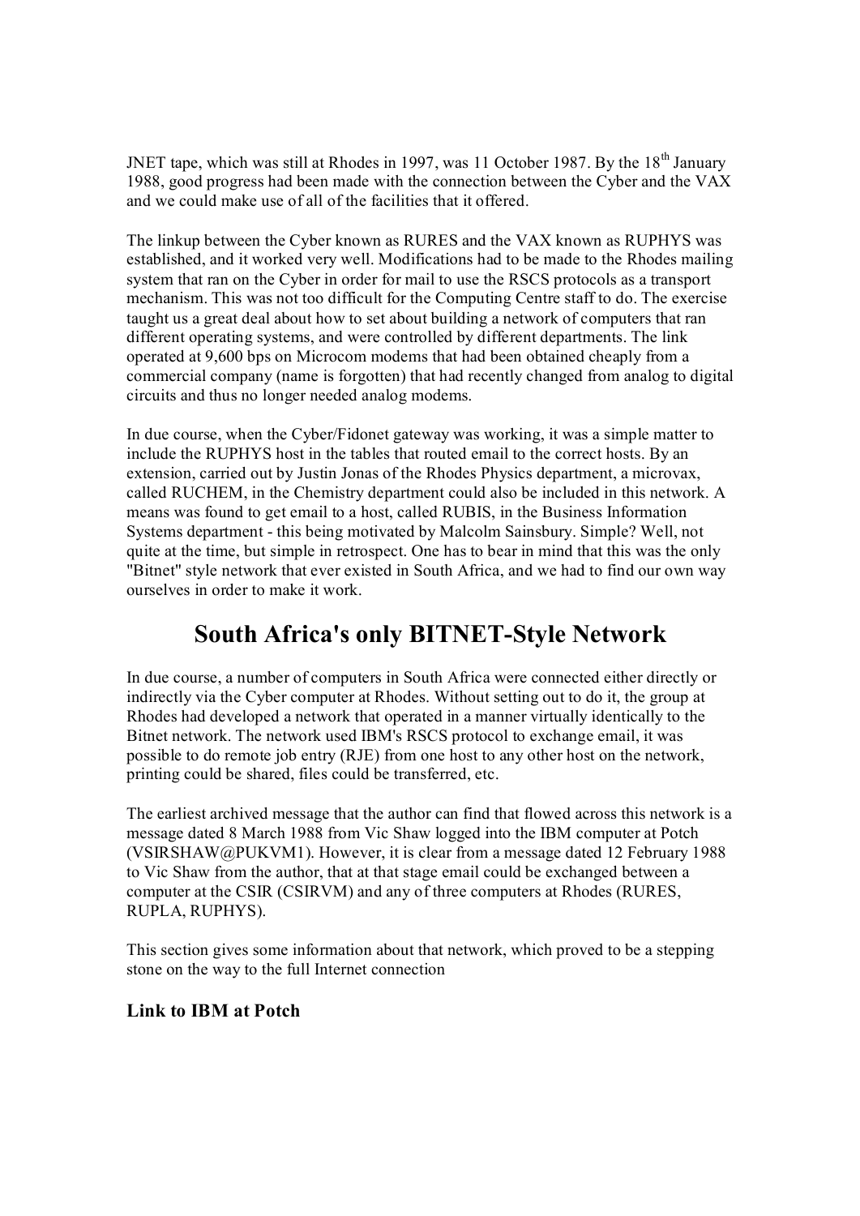JNET tape, which was still at Rhodes in 1997, was 11 October 1987. By the 18th January 1988, good progress had been made with the connection between the Cyber and the VAX and we could make use of all of the facilities that it offered.

The linkup between the Cyber known as RURES and the VAX known as RUPHYS was established, and it worked very well. Modifications had to be made to the Rhodes mailing system that ran on the Cyber in order for mail to use the RSCS protocols as a transport mechanism. This was not too difficult for the Computing Centre staff to do. The exercise taught us a great deal about how to set about building a network of computers that ran different operating systems, and were controlled by different departments. The link operated at 9,600 bps on Microcom modems that had been obtained cheaply from a commercial company (name is forgotten) that had recently changed from analog to digital circuits and thus no longer needed analog modems.

In due course, when the Cyber/Fidonet gateway was working, it was a simple matter to include the RUPHYS host in the tables that routed email to the correct hosts. By an extension, carried out by Justin Jonas of the Rhodes Physics department, a microvax, called RUCHEM, in the Chemistry department could also be included in this network. A means was found to get email to a host, called RUBIS, in the Business Information Systems department - this being motivated by Malcolm Sainsbury. Simple? Well, not quite at the time, but simple in retrospect. One has to bear in mind that this was the only "Bitnet" style network that ever existed in South Africa, and we had to find our own way ourselves in order to make it work.

## South Africa's only BITNET-Style Network

In due course, a number of computers in South Africa were connected either directly or indirectly via the Cyber computer at Rhodes. Without setting out to do it, the group at Rhodes had developed a network that operated in a manner virtually identically to the Bitnet network. The network used IBM's RSCS protocol to exchange email, it was possible to do remote job entry (RJE) from one host to any other host on the network, printing could be shared, files could be transferred, etc.

The earliest archived message that the author can find that flowed across this network is a message dated 8 March 1988 from Vic Shaw logged into the IBM computer at Potch (VSIRSHAW@PUKVM1). However, it is clear from a message dated 12 February 1988 to Vic Shaw from the author, that at that stage email could be exchanged between a computer at the CSIR (CSIRVM) and any of three computers at Rhodes (RURES, RUPLA, RUPHYS).

This section gives some information about that network, which proved to be a stepping stone on the way to the full Internet connection

### Link to IBM at Potch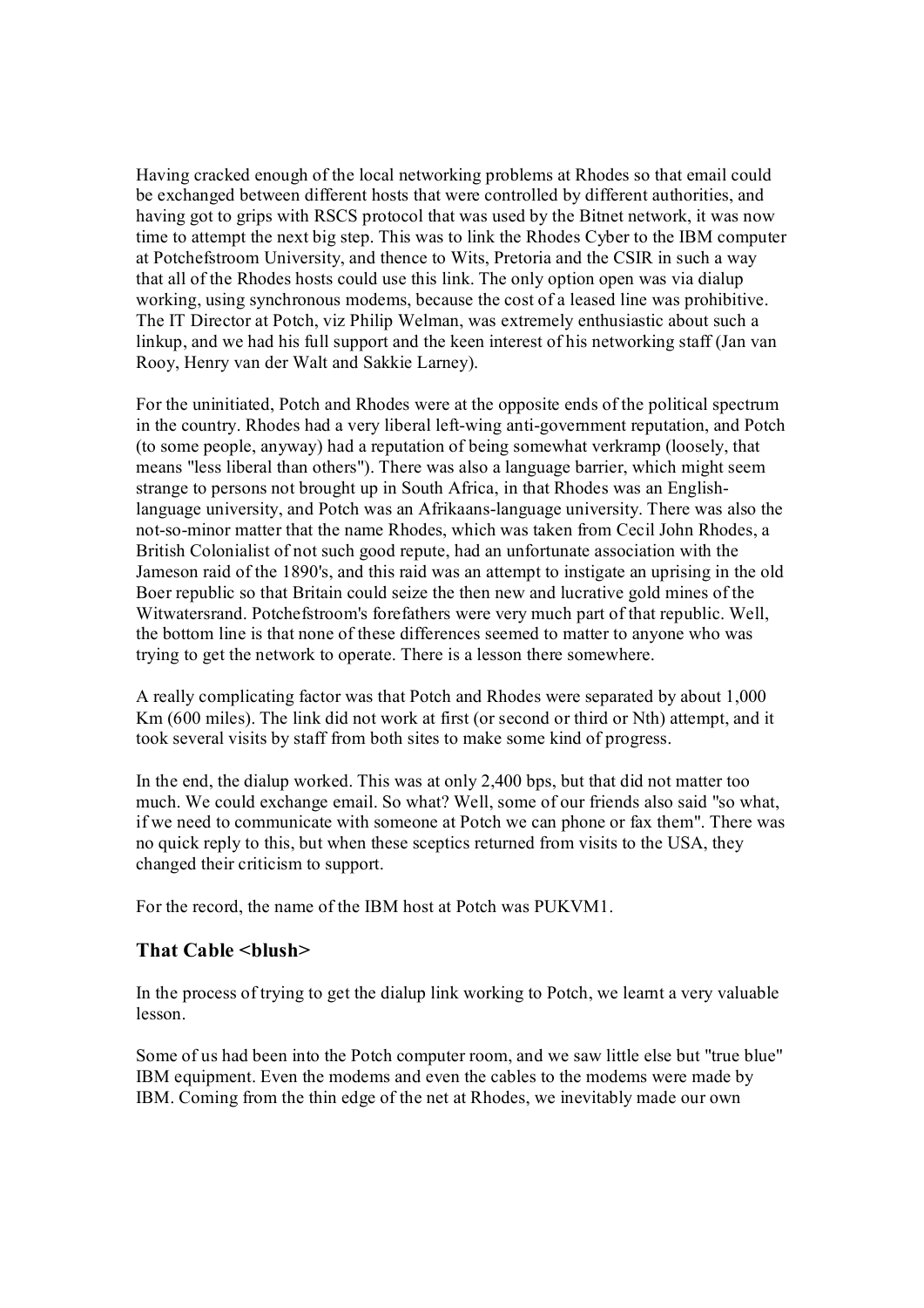Having cracked enough of the local networking problems at Rhodes so that email could be exchanged between different hosts that were controlled by different authorities, and having got to grips with RSCS protocol that was used by the Bitnet network, it was now time to attempt the next big step. This was to link the Rhodes Cyber to the IBM computer at Potchefstroom University, and thence to Wits, Pretoria and the CSIR in such a way that all of the Rhodes hosts could use this link. The only option open was via dialup working, using synchronous modems, because the cost of a leased line was prohibitive. The IT Director at Potch, viz Philip Welman, was extremely enthusiastic about such a linkup, and we had his full support and the keen interest of his networking staff (Jan van Rooy, Henry van der Walt and Sakkie Larney).

For the uninitiated, Potch and Rhodes were at the opposite ends of the political spectrum in the country. Rhodes had a very liberal left-wing anti-government reputation, and Potch (to some people, anyway) had a reputation of being somewhat verkramp (loosely, that means "less liberal than others"). There was also a language barrier, which might seem strange to persons not brought up in South Africa, in that Rhodes was an English-language university, and Potch was an Afrikaans-language university. There was also the not-so-minor matter that the name Rhodes, which was taken from Cecil John Rhodes, a British Colonialist of not such good repute, had an unfortunate association with the Jameson raid of the 1890's, and this raid was an attempt to instigate an uprising in the old Boer republic so that Britain could seize the then new and lucrative gold mines of the Witwatersrand. Potchefstroom's forefathers were very much part of that republic. Well, the bottom line is that none of these differences seemed to matter to anyone who was trying to get the network to operate. There is a lesson there somewhere.

A really complicating factor was that Potch and Rhodes were separated by about 1,000 Km (600 miles). The link did not work at first (or second or third or Nth) attempt, and it took several visits by staff from both sites to make some kind of progress.

In the end, the dialup worked. This was at only 2,400 bps, but that did not matter too much. We could exchange email. So what? Well, some of our friends also said "so what, if we need to communicate with someone at Potch we can phone or fax them". There was no quick reply to this, but when these sceptics returned from visits to the USA, they changed their criticism to support.

For the record, the name of the IBM host at Potch was PUKVM1.

### That Cable <blush>

In the process of trying to get the dialup link working to Potch, we learnt a very valuable lesson.

Some of us had been into the Potch computer room, and we saw little else but "true blue" IBM equipment. Even the modems and even the cables to the modems were made by IBM. Coming from the thin edge of the net at Rhodes, we inevitably made our own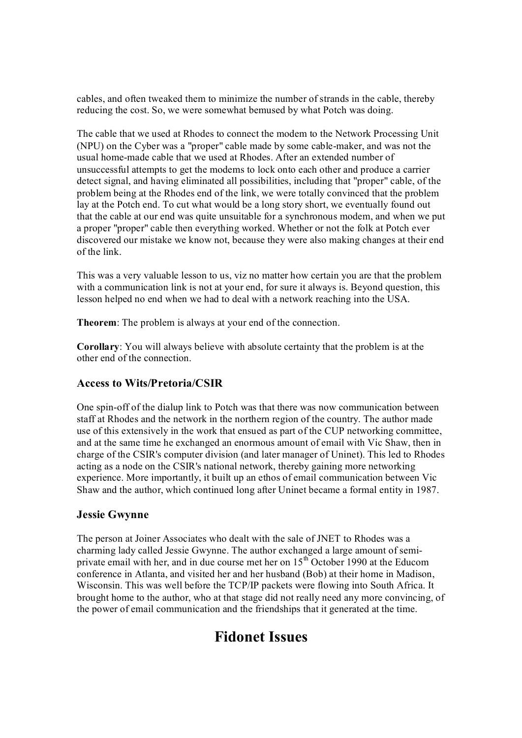cables, and often tweaked them to minimize the number of strands in the cable, thereby reducing the cost. So, we were somewhat bemused by what Potch was doing.

The cable that we used at Rhodes to connect the modem to the Network Processing Unit (NPU) on the Cyber was a "proper" cable made by some cable-maker, and was not the usual home-made cable that we used at Rhodes. After an extended number of unsuccessful attempts to get the modems to lock onto each other and produce a carrier detect signal, and having eliminated all possibilities, including that "proper" cable, of the problem being at the Rhodes end of the link, we were totally convinced that the problem lay at the Potch end. To cut what would be a long story short, we eventually found out that the cable at our end was quite unsuitable for a synchronous modem, and when we put a proper "proper" cable then everything worked. Whether or not the folk at Potch ever discovered our mistake we know not, because they were also making changes at their end of the link.

This was a very valuable lesson to us, viz no matter how certain you are that the problem with a communication link is not at your end, for sure it always is. Beyond question, this lesson helped no end when we had to deal with a network reaching into the USA.

**Theorem**: The problem is always at your end of the connection.

**Corollary**: You will always believe with absolute certainty that the problem is at the other end of the connection.

### Access to Wits/Pretoria/CSIR

One spin-off of the dialup link to Potch was that there was now communication between staff at Rhodes and the network in the northern region of the country. The author made use of this extensively in the work that ensued as part of the CUP networking committee, and at the same time he exchanged an enormous amount of email with Vic Shaw, then in charge of the CSIR's computer division (and later manager of Uninet). This led to Rhodes acting as a node on the CSIR's national network, thereby gaining more networking experience. More importantly, it built up an ethos of email communication between Vic Shaw and the author, which continued long after Uninet became a formal entity in 1987.

### Jessie Gwynne

The person at Joiner Associates who dealt with the sale of JNET to Rhodes was a charming lady called Jessie Gwynne. The author exchanged a large amount of semi-private email with her, and in due course met her on 15th October 1990 at the Educom conference in Atlanta, and visited her and her husband (Bob) at their home in Madison, Wisconsin. This was well before the TCP/IP packets were flowing into South Africa. It brought home to the author, who at that stage did not really need any more convincing, of the power of email communication and the friendships that it generated at the time.

## Fidonet Issues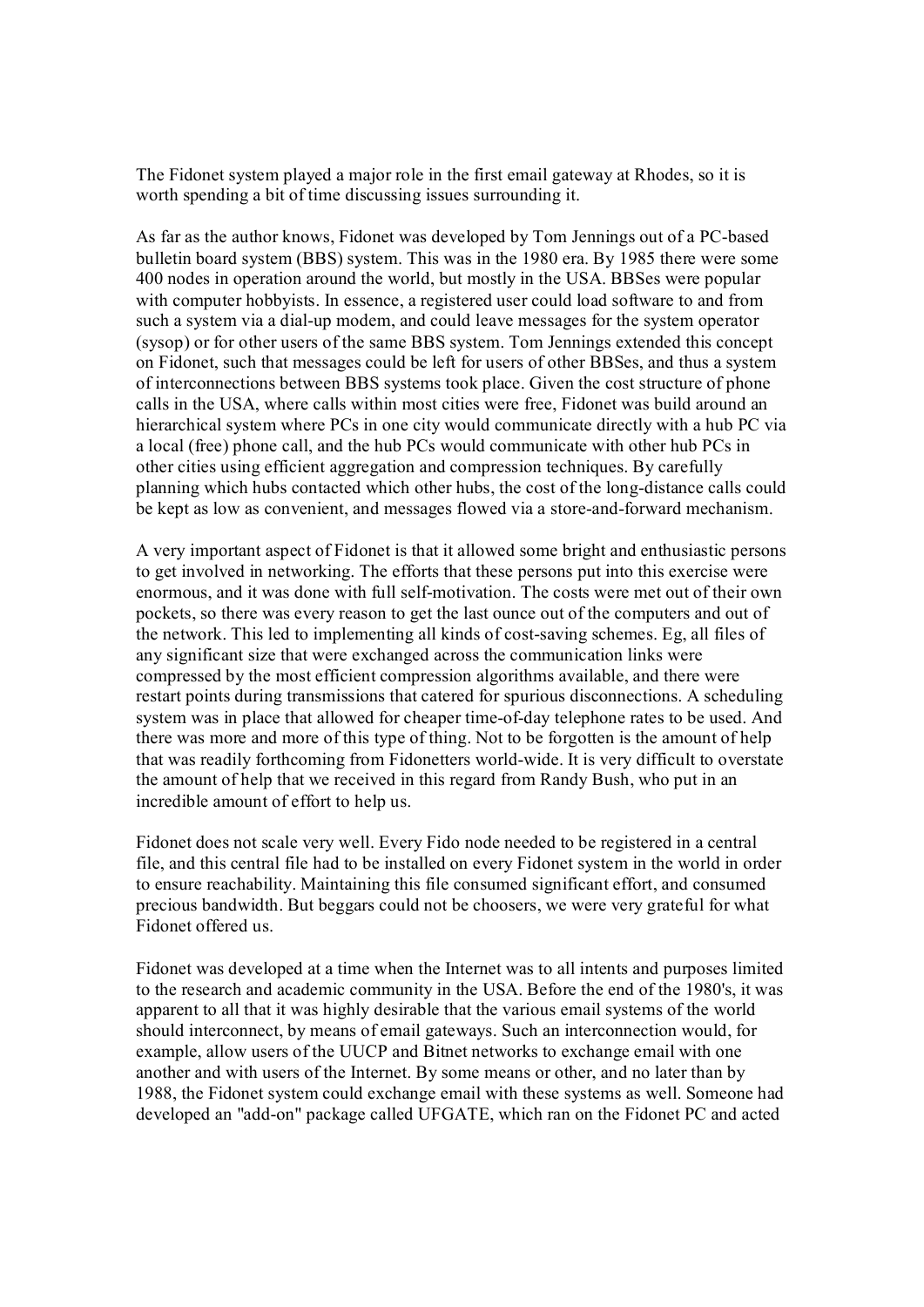The Fidonet system played a major role in the first email gateway at Rhodes, so it is worth spending a bit of time discussing issues surrounding it.

As far as the author knows, Fidonet was developed by Tom Jennings out of a PC-based bulletin board system (BBS) system. This was in the 1980 era. By 1985 there were some 400 nodes in operation around the world, but mostly in the USA. BBSes were popular with computer hobbyists. In essence, a registered user could load software to and from such a system via a dial-up modem, and could leave messages for the system operator (sysop) or for other users of the same BBS system. Tom Jennings extended this concept on Fidonet, such that messages could be left for users of other BBSes, and thus a system of interconnections between BBS systems took place. Given the cost structure of phone calls in the USA, where calls within most cities were free, Fidonet was build around an hierarchical system where PCs in one city would communicate directly with a hub PC via a local (free) phone call, and the hub PCs would communicate with other hub PCs in other cities using efficient aggregation and compression techniques. By carefully planning which hubs contacted which other hubs, the cost of the long-distance calls could be kept as low as convenient, and messages flowed via a store-and-forward mechanism.

A very important aspect of Fidonet is that it allowed some bright and enthusiastic persons to get involved in networking. The efforts that these persons put into this exercise were enormous, and it was done with full self-motivation. The costs were met out of their own pockets, so there was every reason to get the last ounce out of the computers and out of the network. This led to implementing all kinds of cost-saving schemes. Eg, all files of any significant size that were exchanged across the communication links were compressed by the most efficient compression algorithms available, and there were restart points during transmissions that catered for spurious disconnections. A scheduling system was in place that allowed for cheaper time-of-day telephone rates to be used. And there was more and more of this type of thing. Not to be forgotten is the amount of help that was readily forthcoming from Fidonetters world-wide. It is very difficult to overstate the amount of help that we received in this regard from Randy Bush, who put in an incredible amount of effort to help us.

Fidonet does not scale very well. Every Fido node needed to be registered in a central file, and this central file had to be installed on every Fidonet system in the world in order to ensure reachability. Maintaining this file consumed significant effort, and consumed precious bandwidth. But beggars could not be choosers, we were very grateful for what Fidonet offered us.

Fidonet was developed at a time when the Internet was to all intents and purposes limited to the research and academic community in the USA. Before the end of the 1980's, it was apparent to all that it was highly desirable that the various email systems of the world should interconnect, by means of email gateways. Such an interconnection would, for example, allow users of the UUCP and Bitnet networks to exchange email with one another and with users of the Internet. By some means or other, and no later than by 1988, the Fidonet system could exchange email with these systems as well. Someone had developed an "add-on" package called UFGATE, which ran on the Fidonet PC and acted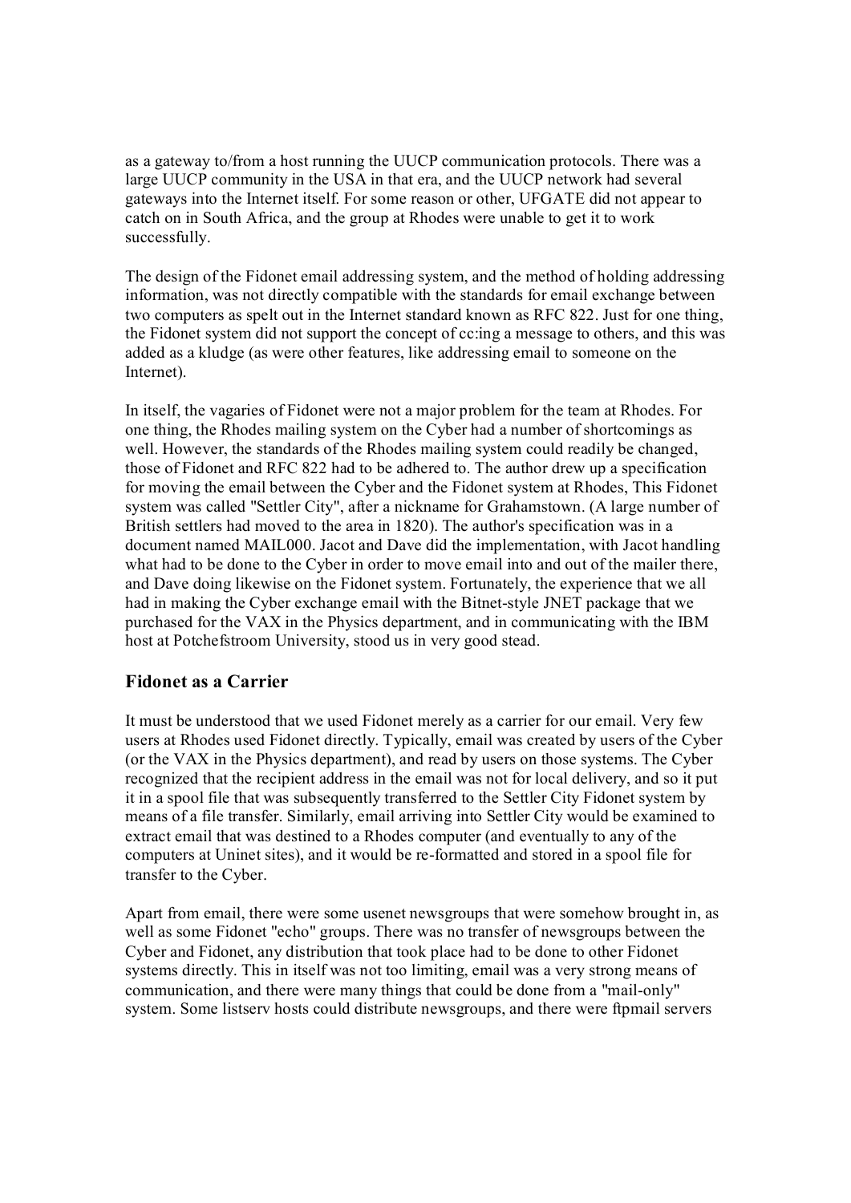as a gateway to/from a host running the UUCP communication protocols. There was a large UUCP community in the USA in that era, and the UUCP network had several gateways into the Internet itself. For some reason or other, UFGATE did not appear to catch on in South Africa, and the group at Rhodes were unable to get it to work successfully.

The design of the Fidonet email addressing system, and the method of holding addressing information, was not directly compatible with the standards for email exchange between two computers as spelt out in the Internet standard known as RFC 822. Just for one thing, the Fidonet system did not support the concept of cc:ing a message to others, and this was added as a kludge (as were other features, like addressing email to someone on the Internet).

In itself, the vagaries of Fidonet were not a major problem for the team at Rhodes. For one thing, the Rhodes mailing system on the Cyber had a number of shortcomings as well. However, the standards of the Rhodes mailing system could readily be changed, those of Fidonet and RFC 822 had to be adhered to. The author drew up a specification for moving the email between the Cyber and the Fidonet system at Rhodes, This Fidonet system was called "Settler City", after a nickname for Grahamstown. (A large number of British settlers had moved to the area in 1820). The author's specification was in a document named MAIL000. Jacot and Dave did the implementation, with Jacot handling what had to be done to the Cyber in order to move email into and out of the mailer there, and Dave doing likewise on the Fidonet system. Fortunately, the experience that we all had in making the Cyber exchange email with the Bitnet-style JNET package that we purchased for the VAX in the Physics department, and in communicating with the IBM host at Potchefstroom University, stood us in very good stead.

## Fidonet as a Carrier

It must be understood that we used Fidonet merely as a carrier for our email. Very few users at Rhodes used Fidonet directly. Typically, email was created by users of the Cyber (or the VAX in the Physics department), and read by users on those systems. The Cyber recognized that the recipient address in the email was not for local delivery, and so it put it in a spool file that was subsequently transferred to the Settler City Fidonet system by means of a file transfer. Similarly, email arriving into Settler City would be examined to extract email that was destined to a Rhodes computer (and eventually to any of the computers at Uninet sites), and it would be re-formatted and stored in a spool file for transfer to the Cyber.

Apart from email, there were some usenet newsgroups that were somehow brought in, as well as some Fidonet "echo" groups. There was no transfer of newsgroups between the Cyber and Fidonet, any distribution that took place had to be done to other Fidonet systems directly. This in itself was not too limiting, email was a very strong means of communication, and there were many things that could be done from a "mail-only" system. Some listserv hosts could distribute newsgroups, and there were ftpmail servers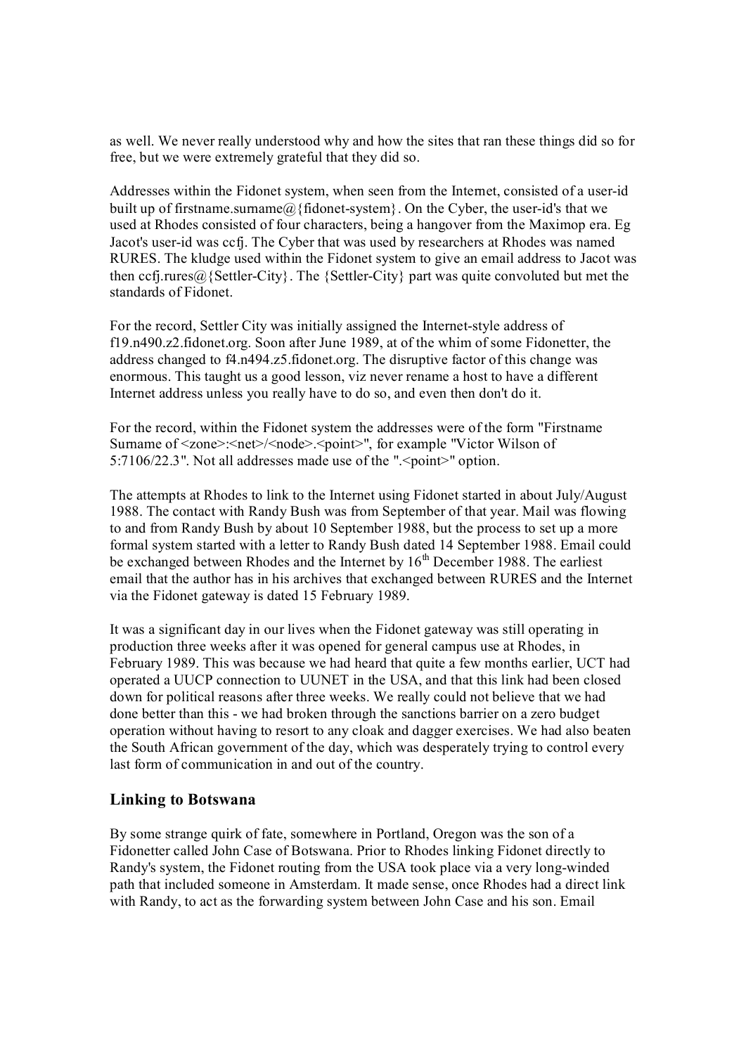as well. We never really understood why and how the sites that ran these things did so for free, but we were extremely grateful that they did so.

Addresses within the Fidonet system, when seen from the Internet, consisted of a user-id built up of firstname.surname@{fidonet-system}. On the Cyber, the user-id's that we used at Rhodes consisted of four characters, being a hangover from the Maximop era. Eg Jacot's user-id was ccfj. The Cyber that was used by researchers at Rhodes was named RURES. The kludge used within the Fidonet system to give an email address to Jacot was then ccfj.rures@{Settler-City}. The {Settler-City} part was quite convoluted but met the standards of Fidonet.

For the record, Settler City was initially assigned the Internet-style address of f19.n490.z2.fidonet.org. Soon after June 1989, at of the whim of some Fidonetter, the address changed to f4.n494.z5.fidonet.org. The disruptive factor of this change was enormous. This taught us a good lesson, viz never rename a host to have a different Internet address unless you really have to do so, and even then don't do it.

For the record, within the Fidonet system the addresses were of the form "Firstname Surname of <zone>:<net>/<node>.<point>", for example "Victor Wilson of 5:7106/22.3". Not all addresses made use of the ".<point>" option.

The attempts at Rhodes to link to the Internet using Fidonet started in about July/August 1988. The contact with Randy Bush was from September of that year. Mail was flowing to and from Randy Bush by about 10 September 1988, but the process to set up a more formal system started with a letter to Randy Bush dated 14 September 1988. Email could be exchanged between Rhodes and the Internet by 16th December 1988. The earliest email that the author has in his archives that exchanged between RURES and the Internet via the Fidonet gateway is dated 15 February 1989.

It was a significant day in our lives when the Fidonet gateway was still operating in production three weeks after it was opened for general campus use at Rhodes, in February 1989. This was because we had heard that quite a few months earlier, UCT had operated a UUCP connection to UUNET in the USA, and that this link had been closed down for political reasons after three weeks. We really could not believe that we had done better than this - we had broken through the sanctions barrier on a zero budget operation without having to resort to any cloak and dagger exercises. We had also beaten the South African government of the day, which was desperately trying to control every last form of communication in and out of the country.

## Linking to Botswana

By some strange quirk of fate, somewhere in Portland, Oregon was the son of a Fidonetter called John Case of Botswana. Prior to Rhodes linking Fidonet directly to Randy's system, the Fidonet routing from the USA took place via a very long-winded path that included someone in Amsterdam. It made sense, once Rhodes had a direct link with Randy, to act as the forwarding system between John Case and his son. Email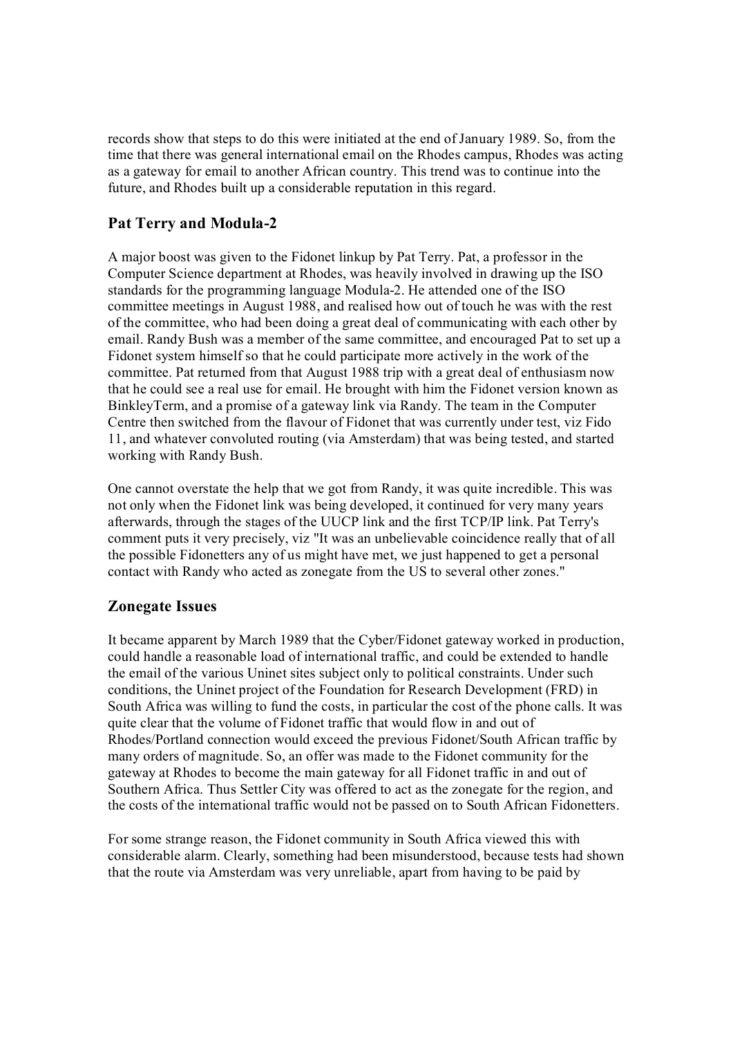records show that steps to do this were initiated at the end of January 1989. So, from the time that there was general international email on the Rhodes campus, Rhodes was acting as a gateway for email to another African country. This trend was to continue into the future, and Rhodes built up a considerable reputation in this regard.

## Pat Terry and Modula-2

A major boost was given to the Fidonet linkup by Pat Terry. Pat, a professor in the Computer Science department at Rhodes, was heavily involved in drawing up the ISO standards for the programming language Modula-2. He attended one of the ISO committee meetings in August 1988, and realised how out of touch he was with the rest of the committee, who had been doing a great deal of communicating with each other by email. Randy Bush was a member of the same committee, and encouraged Pat to set up a Fidonet system himself so that he could participate more actively in the work of the committee. Pat returned from that August 1988 trip with a great deal of enthusiasm now that he could see a real use for email. He brought with him the Fidonet version known as BinkleyTerm, and a promise of a gateway link via Randy. The team in the Computer Centre then switched from the flavour of Fidonet that was currently under test, viz Fido 11, and whatever convoluted routing (via Amsterdam) that was being tested, and started working with Randy Bush.

One cannot overstate the help that we got from Randy, it was quite incredible. This was not only when the Fidonet link was being developed, it continued for very many years afterwards, through the stages of the UUCP link and the first TCP/IP link. Pat Terry's comment puts it very precisely, viz "It was an unbelievable coincidence really that of all the possible Fidonetters any of us might have met, we just happened to get a personal contact with Randy who acted as zonegate from the US to several other zones."

## Zonegate Issues

It became apparent by March 1989 that the Cyber/Fidonet gateway worked in production, could handle a reasonable load of international traffic, and could be extended to handle the email of the various Uninet sites subject only to political constraints. Under such conditions, the Uninet project of the Foundation for Research Development (FRD) in South Africa was willing to fund the costs, in particular the cost of the phone calls. It was quite clear that the volume of Fidonet traffic that would flow in and out of Rhodes/Portland connection would exceed the previous Fidonet/South African traffic by many orders of magnitude. So, an offer was made to the Fidonet community for the gateway at Rhodes to become the main gateway for all Fidonet traffic in and out of Southern Africa. Thus Settler City was offered to act as the zonegate for the region, and the costs of the international traffic would not be passed on to South African Fidonetters.

For some strange reason, the Fidonet community in South Africa viewed this with considerable alarm. Clearly, something had been misunderstood, because tests had shown that the route via Amsterdam was very unreliable, apart from having to be paid by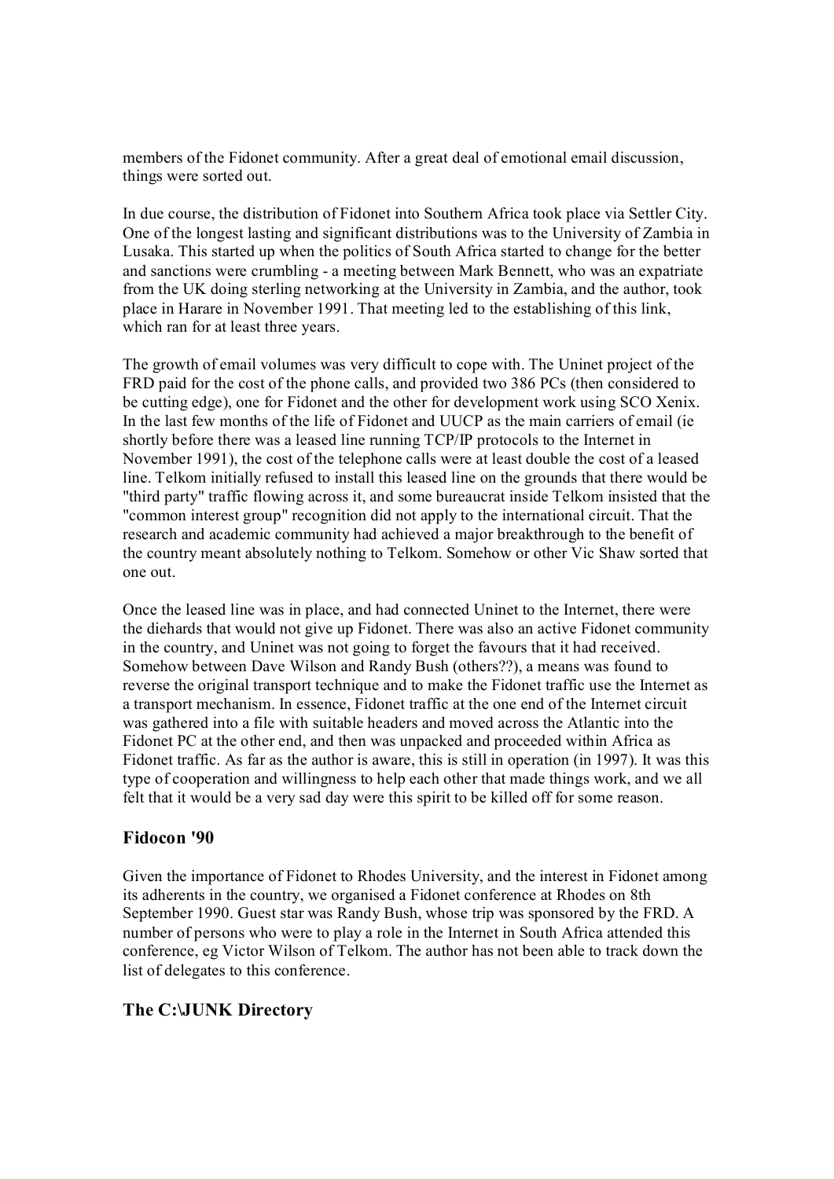members of the Fidonet community. After a great deal of emotional email discussion, things were sorted out.

In due course, the distribution of Fidonet into Southern Africa took place via Settler City. One of the longest lasting and significant distributions was to the University of Zambia in Lusaka. This started up when the politics of South Africa started to change for the better and sanctions were crumbling - a meeting between Mark Bennett, who was an expatriate from the UK doing sterling networking at the University in Zambia, and the author, took place in Harare in November 1991. That meeting led to the establishing of this link, which ran for at least three years.

The growth of email volumes was very difficult to cope with. The Uninet project of the FRD paid for the cost of the phone calls, and provided two 386 PCs (then considered to be cutting edge), one for Fidonet and the other for development work using SCO Xenix. In the last few months of the life of Fidonet and UUCP as the main carriers of email (ie shortly before there was a leased line running TCP/IP protocols to the Internet in November 1991), the cost of the telephone calls were at least double the cost of a leased line. Telkom initially refused to install this leased line on the grounds that there would be "third party" traffic flowing across it, and some bureaucrat inside Telkom insisted that the "common interest group" recognition did not apply to the international circuit. That the research and academic community had achieved a major breakthrough to the benefit of the country meant absolutely nothing to Telkom. Somehow or other Vic Shaw sorted that one out.

Once the leased line was in place, and had connected Uninet to the Internet, there were the diehards that would not give up Fidonet. There was also an active Fidonet community in the country, and Uninet was not going to forget the favours that it had received. Somehow between Dave Wilson and Randy Bush (others??), a means was found to reverse the original transport technique and to make the Fidonet traffic use the Internet as a transport mechanism. In essence, Fidonet traffic at the one end of the Internet circuit was gathered into a file with suitable headers and moved across the Atlantic into the Fidonet PC at the other end, and then was unpacked and proceeded within Africa as Fidonet traffic. As far as the author is aware, this is still in operation (in 1997). It was this type of cooperation and willingness to help each other that made things work, and we all felt that it would be a very sad day were this spirit to be killed off for some reason.

### Fidocon '90

Given the importance of Fidonet to Rhodes University, and the interest in Fidonet among its adherents in the country, we organised a Fidonet conference at Rhodes on 8th September 1990. Guest star was Randy Bush, whose trip was sponsored by the FRD. A number of persons who were to play a role in the Internet in South Africa attended this conference, eg Victor Wilson of Telkom. The author has not been able to track down the list of delegates to this conference.

### The C:\JUNK Directory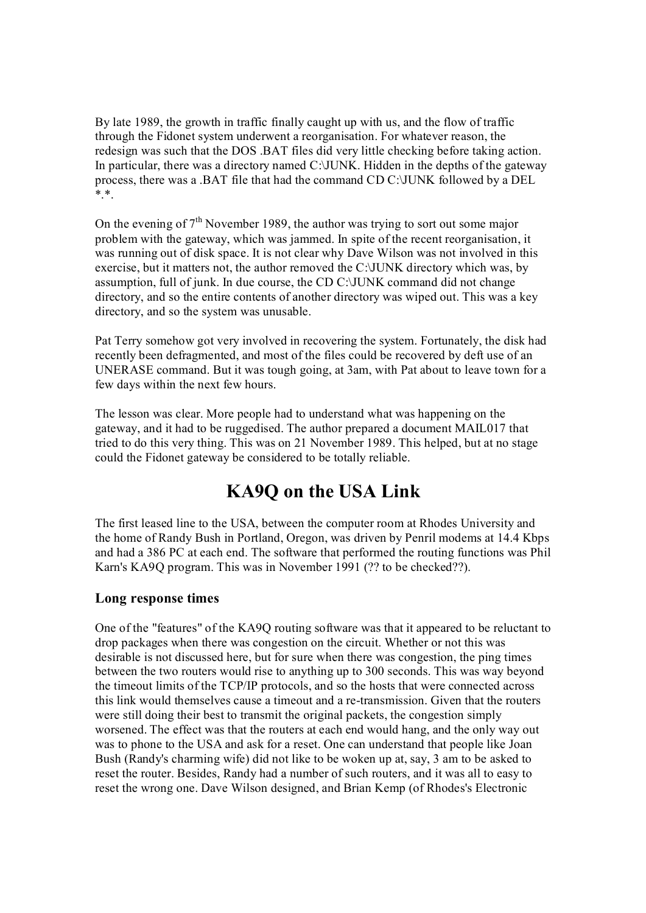By late 1989, the growth in traffic finally caught up with us, and the flow of traffic through the Fidonet system underwent a reorganisation. For whatever reason, the redesign was such that the DOS .BAT files did very little checking before taking action. In particular, there was a directory named C:\JUNK. Hidden in the depths of the gateway process, there was a .BAT file that had the command CD C:\JUNK followed by a DEL *.*.

On the evening of 7th November 1989, the author was trying to sort out some major problem with the gateway, which was jammed. In spite of the recent reorganisation, it was running out of disk space. It is not clear why Dave Wilson was not involved in this exercise, but it matters not, the author removed the C:\JUNK directory which was, by assumption, full of junk. In due course, the CD C:\JUNK command did not change directory, and so the entire contents of another directory was wiped out. This was a key directory, and so the system was unusable.

Pat Terry somehow got very involved in recovering the system. Fortunately, the disk had recently been defragmented, and most of the files could be recovered by deft use of an UNERASE command. But it was tough going, at 3am, with Pat about to leave town for a few days within the next few hours.

The lesson was clear. More people had to understand what was happening on the gateway, and it had to be ruggedised. The author prepared a document MAIL017 that tried to do this very thing. This was on 21 November 1989. This helped, but at no stage could the Fidonet gateway be considered to be totally reliable.

# KA9Q on the USA Link

The first leased line to the USA, between the computer room at Rhodes University and the home of Randy Bush in Portland, Oregon, was driven by Penril modems at 14.4 Kbps and had a 386 PC at each end. The software that performed the routing functions was Phil Karn's KA9Q program. This was in November 1991 (?? to be checked??).

## Long response times

One of the "features" of the KA9Q routing software was that it appeared to be reluctant to drop packages when there was congestion on the circuit. Whether or not this was desirable is not discussed here, but for sure when there was congestion, the ping times between the two routers would rise to anything up to 300 seconds. This was way beyond the timeout limits of the TCP/IP protocols, and so the hosts that were connected across this link would themselves cause a timeout and a re-transmission. Given that the routers were still doing their best to transmit the original packets, the congestion simply worsened. The effect was that the routers at each end would hang, and the only way out was to phone to the USA and ask for a reset. One can understand that people like Joan Bush (Randy's charming wife) did not like to be woken up at, say, 3 am to be asked to reset the router. Besides, Randy had a number of such routers, and it was all to easy to reset the wrong one. Dave Wilson designed, and Brian Kemp (of Rhodes's Electronic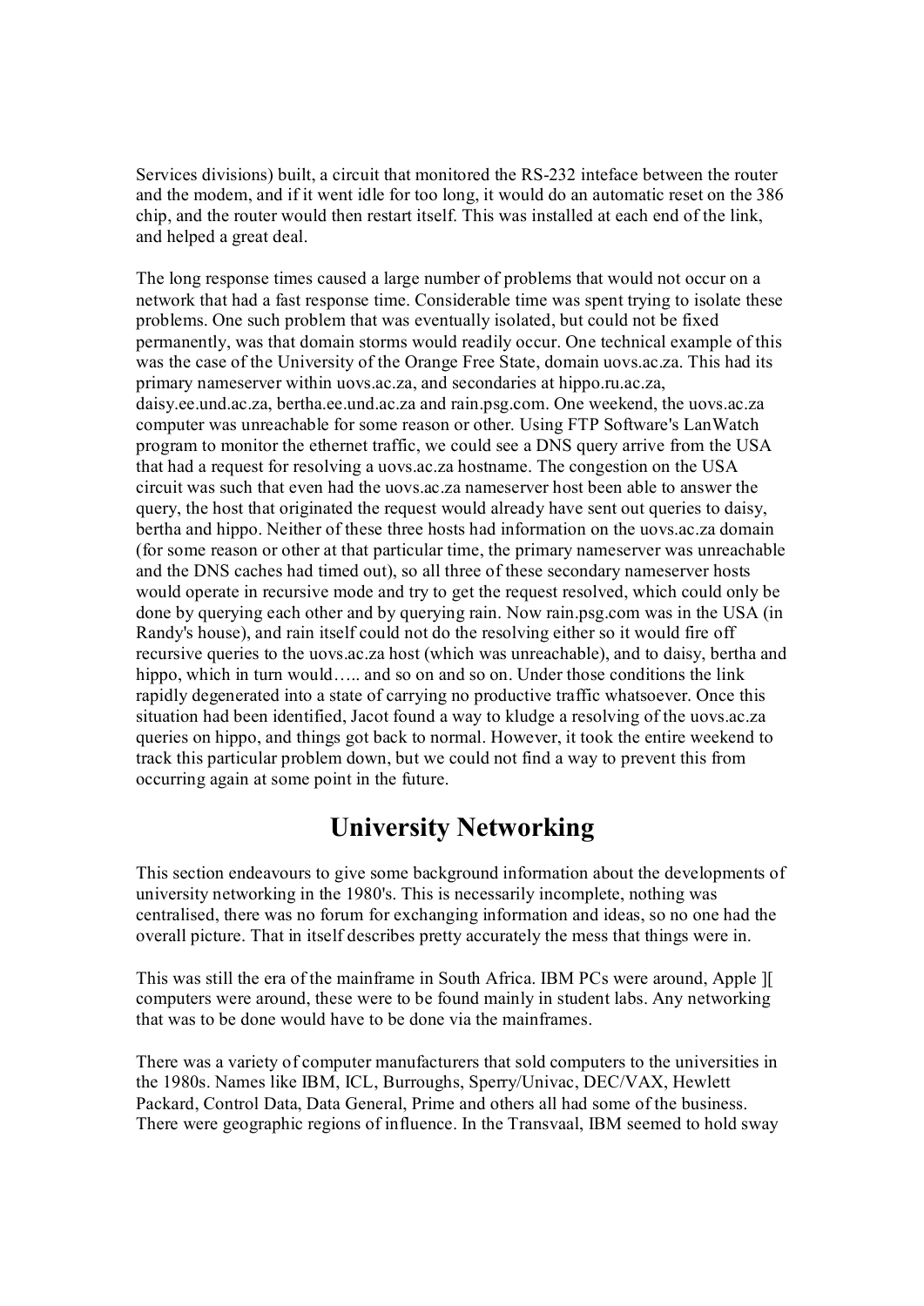Services divisions) built, a circuit that monitored the RS-232 inteface between the router and the modem, and if it went idle for too long, it would do an automatic reset on the 386 chip, and the router would then restart itself. This was installed at each end of the link, and helped a great deal.

The long response times caused a large number of problems that would not occur on a network that had a fast response time. Considerable time was spent trying to isolate these problems. One such problem that was eventually isolated, but could not be fixed permanently, was that domain storms would readily occur. One technical example of this was the case of the University of the Orange Free State, domain uovs.ac.za. This had its primary nameserver within uovs.ac.za, and secondaries at hippo.ru.ac.za, daisy.ee.und.ac.za, bertha.ee.und.ac.za and rain.psg.com. One weekend, the uovs.ac.za computer was unreachable for some reason or other. Using FTP Software's LanWatch program to monitor the ethernet traffic, we could see a DNS query arrive from the USA that had a request for resolving a uovs.ac.za hostname. The congestion on the USA circuit was such that even had the uovs.ac.za nameserver host been able to answer the query, the host that originated the request would already have sent out queries to daisy, bertha and hippo. Neither of these three hosts had information on the uovs.ac.za domain (for some reason or other at that particular time, the primary nameserver was unreachable and the DNS caches had timed out), so all three of these secondary nameserver hosts would operate in recursive mode and try to get the request resolved, which could only be done by querying each other and by querying rain. Now rain.psg.com was in the USA (in Randy's house), and rain itself could not do the resolving either so it would fire off recursive queries to the uovs.ac.za host (which was unreachable), and to daisy, bertha and hippo, which in turn would….. and so on and so on. Under those conditions the link rapidly degenerated into a state of carrying no productive traffic whatsoever. Once this situation had been identified, Jacot found a way to kludge a resolving of the uovs.ac.za queries on hippo, and things got back to normal. However, it took the entire weekend to track this particular problem down, but we could not find a way to prevent this from occurring again at some point in the future.

## University Networking

This section endeavours to give some background information about the developments of university networking in the 1980's. This is necessarily incomplete, nothing was centralised, there was no forum for exchanging information and ideas, so no one had the overall picture. That in itself describes pretty accurately the mess that things were in.

This was still the era of the mainframe in South Africa. IBM PCs were around, Apple ][ computers were around, these were to be found mainly in student labs. Any networking that was to be done would have to be done via the mainframes.

There was a variety of computer manufacturers that sold computers to the universities in the 1980s. Names like IBM, ICL, Burroughs, Sperry/Univac, DEC/VAX, Hewlett Packard, Control Data, Data General, Prime and others all had some of the business. There were geographic regions of influence. In the Transvaal, IBM seemed to hold sway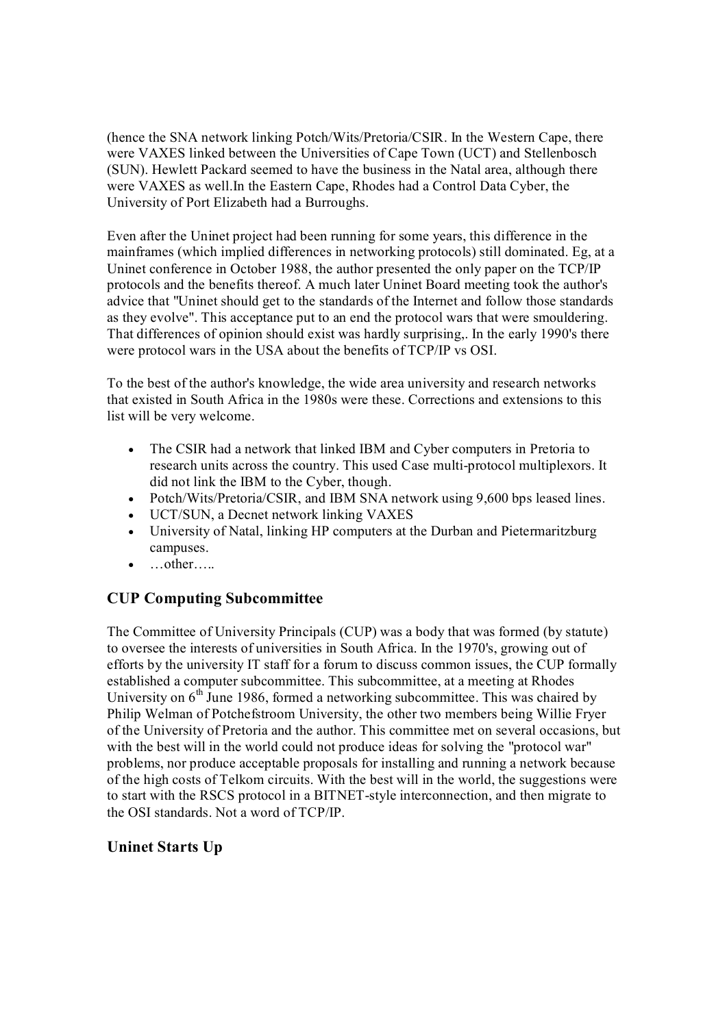(hence the SNA network linking Potch/Wits/Pretoria/CSIR. In the Western Cape, there were VAXES linked between the Universities of Cape Town (UCT) and Stellenbosch (SUN). Hewlett Packard seemed to have the business in the Natal area, although there were VAXES as well.In the Eastern Cape, Rhodes had a Control Data Cyber, the University of Port Elizabeth had a Burroughs.

Even after the Uninet project had been running for some years, this difference in the mainframes (which implied differences in networking protocols) still dominated. Eg, at a Uninet conference in October 1988, the author presented the only paper on the TCP/IP protocols and the benefits thereof. A much later Uninet Board meeting took the author's advice that "Uninet should get to the standards of the Internet and follow those standards as they evolve". This acceptance put to an end the protocol wars that were smouldering. That differences of opinion should exist was hardly surprising,. In the early 1990's there were protocol wars in the USA about the benefits of TCP/IP vs OSI.

To the best of the author's knowledge, the wide area university and research networks that existed in South Africa in the 1980s were these. Corrections and extensions to this list will be very welcome.

- The CSIR had a network that linked IBM and Cyber computers in Pretoria to research units across the country. This used Case multi-protocol multiplexors. It did not link the IBM to the Cyber, though.
- Potch/Wits/Pretoria/CSIR, and IBM SNA network using 9,600 bps leased lines.
- UCT/SUN, a Decnet network linking VAXES
- University of Natal, linking HP computers at the Durban and Pietermaritzburg campuses.
- …other…..

## CUP Computing Subcommittee

The Committee of University Principals (CUP) was a body that was formed (by statute) to oversee the interests of universities in South Africa. In the 1970's, growing out of efforts by the university IT staff for a forum to discuss common issues, the CUP formally established a computer subcommittee. This subcommittee, at a meeting at Rhodes University on 6th June 1986, formed a networking subcommittee. This was chaired by Philip Welman of Potchefstroom University, the other two members being Willie Fryer of the University of Pretoria and the author. This committee met on several occasions, but with the best will in the world could not produce ideas for solving the "protocol war" problems, nor produce acceptable proposals for installing and running a network because of the high costs of Telkom circuits. With the best will in the world, the suggestions were to start with the RSCS protocol in a BITNET-style interconnection, and then migrate to the OSI standards. Not a word of TCP/IP.

## Uninet Starts Up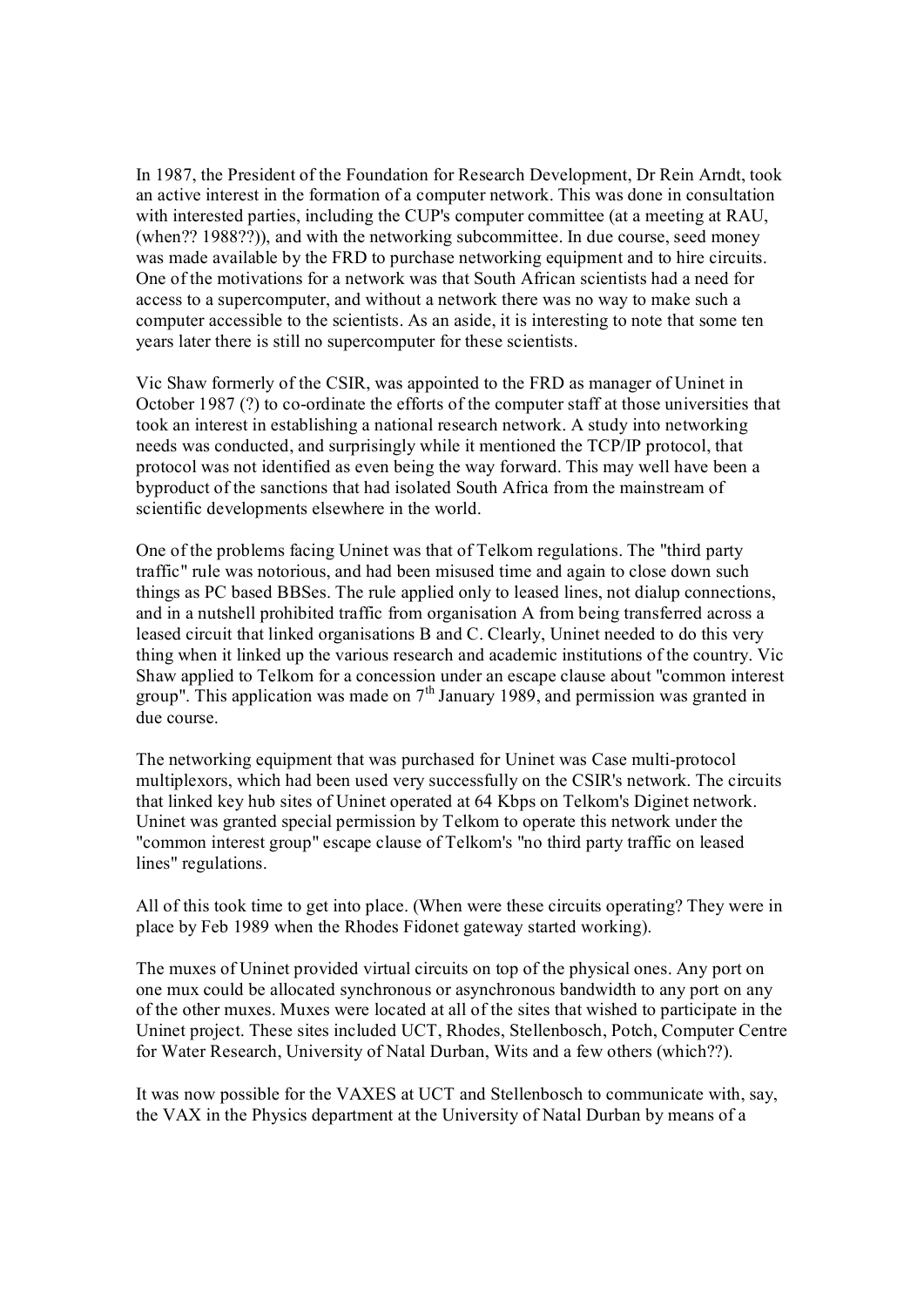In 1987, the President of the Foundation for Research Development, Dr Rein Arndt, took an active interest in the formation of a computer network. This was done in consultation with interested parties, including the CUP's computer committee (at a meeting at RAU, (when?? 1988??)), and with the networking subcommittee. In due course, seed money was made available by the FRD to purchase networking equipment and to hire circuits. One of the motivations for a network was that South African scientists had a need for access to a supercomputer, and without a network there was no way to make such a computer accessible to the scientists. As an aside, it is interesting to note that some ten years later there is still no supercomputer for these scientists.

Vic Shaw formerly of the CSIR, was appointed to the FRD as manager of Uninet in October 1987 (?) to co-ordinate the efforts of the computer staff at those universities that took an interest in establishing a national research network. A study into networking needs was conducted, and surprisingly while it mentioned the TCP/IP protocol, that protocol was not identified as even being the way forward. This may well have been a byproduct of the sanctions that had isolated South Africa from the mainstream of scientific developments elsewhere in the world.

One of the problems facing Uninet was that of Telkom regulations. The "third party traffic" rule was notorious, and had been misused time and again to close down such things as PC based BBSes. The rule applied only to leased lines, not dialup connections, and in a nutshell prohibited traffic from organisation A from being transferred across a leased circuit that linked organisations B and C. Clearly, Uninet needed to do this very thing when it linked up the various research and academic institutions of the country. Vic Shaw applied to Telkom for a concession under an escape clause about "common interest group". This application was made on 7th January 1989, and permission was granted in due course.

The networking equipment that was purchased for Uninet was Case multi-protocol multiplexors, which had been used very successfully on the CSIR's network. The circuits that linked key hub sites of Uninet operated at 64 Kbps on Telkom's Diginet network. Uninet was granted special permission by Telkom to operate this network under the "common interest group" escape clause of Telkom's "no third party traffic on leased lines" regulations.

All of this took time to get into place. (When were these circuits operating? They were in place by Feb 1989 when the Rhodes Fidonet gateway started working).

The muxes of Uninet provided virtual circuits on top of the physical ones. Any port on one mux could be allocated synchronous or asynchronous bandwidth to any port on any of the other muxes. Muxes were located at all of the sites that wished to participate in the Uninet project. These sites included UCT, Rhodes, Stellenbosch, Potch, Computer Centre for Water Research, University of Natal Durban, Wits and a few others (which??).

It was now possible for the VAXES at UCT and Stellenbosch to communicate with, say, the VAX in the Physics department at the University of Natal Durban by means of a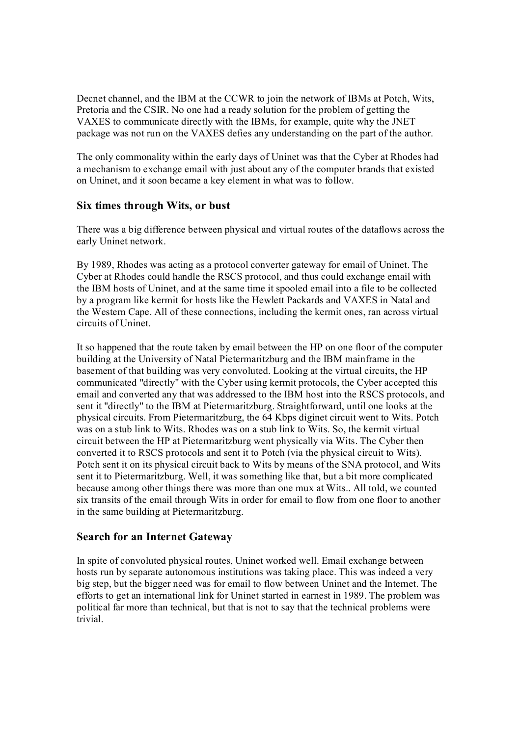Decnet channel, and the IBM at the CCWR to join the network of IBMs at Potch, Wits, Pretoria and the CSIR. No one had a ready solution for the problem of getting the VAXES to communicate directly with the IBMs, for example, quite why the JNET package was not run on the VAXES defies any understanding on the part of the author.

The only commonality within the early days of Uninet was that the Cyber at Rhodes had a mechanism to exchange email with just about any of the computer brands that existed on Uninet, and it soon became a key element in what was to follow.

### Six times through Wits, or bust

There was a big difference between physical and virtual routes of the dataflows across the early Uninet network.

By 1989, Rhodes was acting as a protocol converter gateway for email of Uninet. The Cyber at Rhodes could handle the RSCS protocol, and thus could exchange email with the IBM hosts of Uninet, and at the same time it spooled email into a file to be collected by a program like kermit for hosts like the Hewlett Packards and VAXES in Natal and the Western Cape. All of these connections, including the kermit ones, ran across virtual circuits of Uninet.

It so happened that the route taken by email between the HP on one floor of the computer building at the University of Natal Pietermaritzburg and the IBM mainframe in the basement of that building was very convoluted. Looking at the virtual circuits, the HP communicated "directly" with the Cyber using kermit protocols, the Cyber accepted this email and converted any that was addressed to the IBM host into the RSCS protocols, and sent it "directly" to the IBM at Pietermaritzburg. Straightforward, until one looks at the physical circuits. From Pietermaritzburg, the 64 Kbps diginet circuit went to Wits. Potch was on a stub link to Wits. Rhodes was on a stub link to Wits. So, the kermit virtual circuit between the HP at Pietermaritzburg went physically via Wits. The Cyber then converted it to RSCS protocols and sent it to Potch (via the physical circuit to Wits). Potch sent it on its physical circuit back to Wits by means of the SNA protocol, and Wits sent it to Pietermaritzburg. Well, it was something like that, but a bit more complicated because among other things there was more than one mux at Wits.. All told, we counted six transits of the email through Wits in order for email to flow from one floor to another in the same building at Pietermaritzburg.

### Search for an Internet Gateway

In spite of convoluted physical routes, Uninet worked well. Email exchange between hosts run by separate autonomous institutions was taking place. This was indeed a very big step, but the bigger need was for email to flow between Uninet and the Internet. The efforts to get an international link for Uninet started in earnest in 1989. The problem was political far more than technical, but that is not to say that the technical problems were trivial.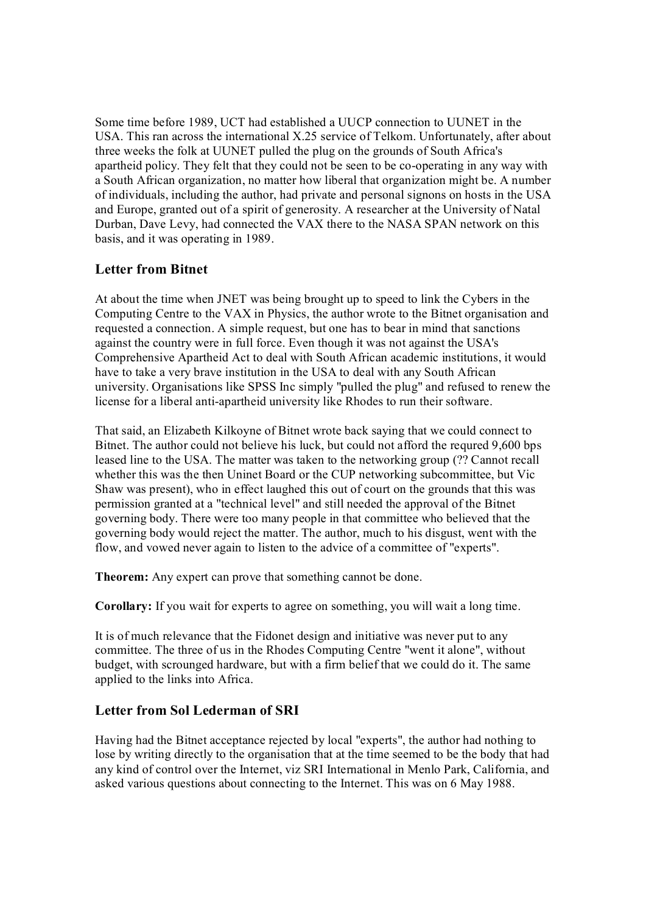Some time before 1989, UCT had established a UUCP connection to UUNET in the USA. This ran across the international X.25 service of Telkom. Unfortunately, after about three weeks the folk at UUNET pulled the plug on the grounds of South Africa's apartheid policy. They felt that they could not be seen to be co-operating in any way with a South African organization, no matter how liberal that organization might be. A number of individuals, including the author, had private and personal signons on hosts in the USA and Europe, granted out of a spirit of generosity. A researcher at the University of Natal Durban, Dave Levy, had connected the VAX there to the NASA SPAN network on this basis, and it was operating in 1989.

## Letter from Bitnet

At about the time when JNET was being brought up to speed to link the Cybers in the Computing Centre to the VAX in Physics, the author wrote to the Bitnet organisation and requested a connection. A simple request, but one has to bear in mind that sanctions against the country were in full force. Even though it was not against the USA's Comprehensive Apartheid Act to deal with South African academic institutions, it would have to take a very brave institution in the USA to deal with any South African university. Organisations like SPSS Inc simply "pulled the plug" and refused to renew the license for a liberal anti-apartheid university like Rhodes to run their software.

That said, an Elizabeth Kilkoyne of Bitnet wrote back saying that we could connect to Bitnet. The author could not believe his luck, but could not afford the requred 9,600 bps leased line to the USA. The matter was taken to the networking group (?? Cannot recall whether this was the then Uninet Board or the CUP networking subcommittee, but Vic Shaw was present), who in effect laughed this out of court on the grounds that this was permission granted at a "technical level" and still needed the approval of the Bitnet governing body. There were too many people in that committee who believed that the governing body would reject the matter. The author, much to his disgust, went with the flow, and vowed never again to listen to the advice of a committee of "experts".

**Theorem:** Any expert can prove that something cannot be done.

**Corollary:** If you wait for experts to agree on something, you will wait a long time.

It is of much relevance that the Fidonet design and initiative was never put to any committee. The three of us in the Rhodes Computing Centre "went it alone", without budget, with scrounged hardware, but with a firm belief that we could do it. The same applied to the links into Africa.

## Letter from Sol Lederman of SRI

Having had the Bitnet acceptance rejected by local "experts", the author had nothing to lose by writing directly to the organisation that at the time seemed to be the body that had any kind of control over the Internet, viz SRI International in Menlo Park, California, and asked various questions about connecting to the Internet. This was on 6 May 1988.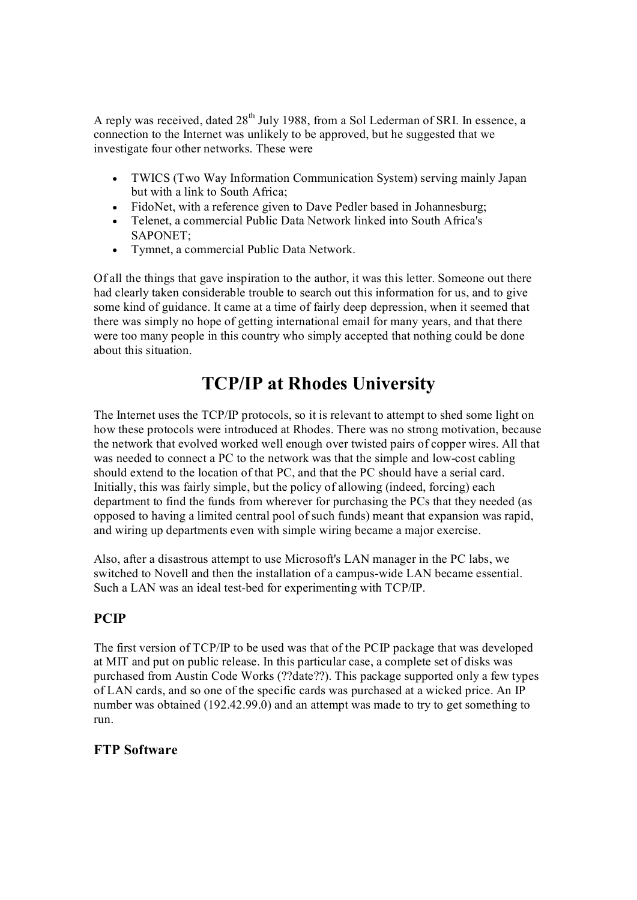A reply was received, dated 28th July 1988, from a Sol Lederman of SRI. In essence, a connection to the Internet was unlikely to be approved, but he suggested that we investigate four other networks. These were

- TWICS (Two Way Information Communication System) serving mainly Japan but with a link to South Africa;
- FidoNet, with a reference given to Dave Pedler based in Johannesburg;
- Telenet, a commercial Public Data Network linked into South Africa's SAPONET;
- Tymnet, a commercial Public Data Network.

Of all the things that gave inspiration to the author, it was this letter. Someone out there had clearly taken considerable trouble to search out this information for us, and to give some kind of guidance. It came at a time of fairly deep depression, when it seemed that there was simply no hope of getting international email for many years, and that there were too many people in this country who simply accepted that nothing could be done about this situation.

# TCP/IP at Rhodes University

The Internet uses the TCP/IP protocols, so it is relevant to attempt to shed some light on how these protocols were introduced at Rhodes. There was no strong motivation, because the network that evolved worked well enough over twisted pairs of copper wires. All that was needed to connect a PC to the network was that the simple and low-cost cabling should extend to the location of that PC, and that the PC should have a serial card. Initially, this was fairly simple, but the policy of allowing (indeed, forcing) each department to find the funds from wherever for purchasing the PCs that they needed (as opposed to having a limited central pool of such funds) meant that expansion was rapid, and wiring up departments even with simple wiring became a major exercise.

Also, after a disastrous attempt to use Microsoft's LAN manager in the PC labs, we switched to Novell and then the installation of a campus-wide LAN became essential. Such a LAN was an ideal test-bed for experimenting with TCP/IP.

## PCIP

The first version of TCP/IP to be used was that of the PCIP package that was developed at MIT and put on public release. In this particular case, a complete set of disks was purchased from Austin Code Works (??date??). This package supported only a few types of LAN cards, and so one of the specific cards was purchased at a wicked price. An IP number was obtained (192.42.99.0) and an attempt was made to try to get something to run.

## FTP Software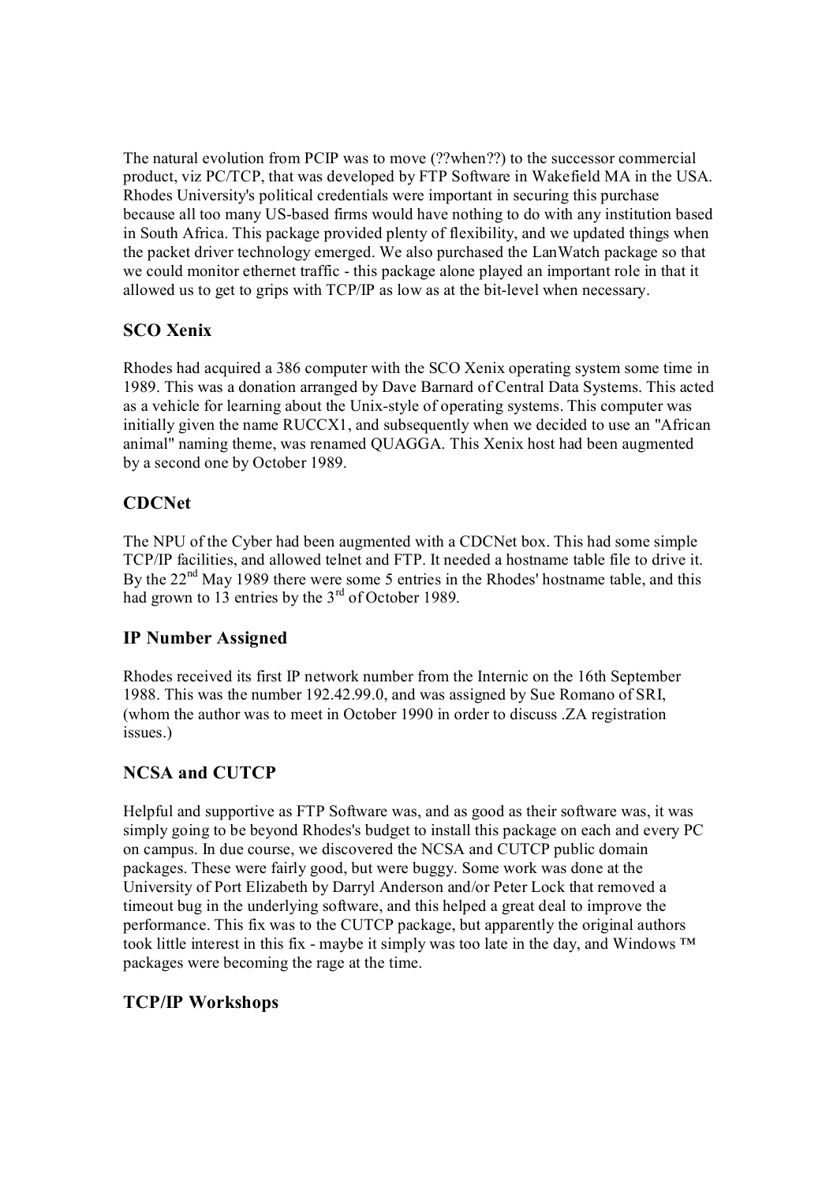The natural evolution from PCIP was to move (??when??) to the successor commercial product, viz PC/TCP, that was developed by FTP Software in Wakefield MA in the USA. Rhodes University's political credentials were important in securing this purchase because all too many US-based firms would have nothing to do with any institution based in South Africa. This package provided plenty of flexibility, and we updated things when the packet driver technology emerged. We also purchased the LanWatch package so that we could monitor ethernet traffic - this package alone played an important role in that it allowed us to get to grips with TCP/IP as low as at the bit-level when necessary.

### SCO Xenix

Rhodes had acquired a 386 computer with the SCO Xenix operating system some time in 1989. This was a donation arranged by Dave Barnard of Central Data Systems. This acted as a vehicle for learning about the Unix-style of operating systems. This computer was initially given the name RUCCX1, and subsequently when we decided to use an "African animal" naming theme, was renamed QUAGGA. This Xenix host had been augmented by a second one by October 1989.

### CDCNet

The NPU of the Cyber had been augmented with a CDCNet box. This had some simple TCP/IP facilities, and allowed telnet and FTP. It needed a hostname table file to drive it. By the 22nd May 1989 there were some 5 entries in the Rhodes' hostname table, and this had grown to 13 entries by the 3rd of October 1989.

### IP Number Assigned

Rhodes received its first IP network number from the Internic on the 16th September 1988. This was the number 192.42.99.0, and was assigned by Sue Romano of SRI, (whom the author was to meet in October 1990 in order to discuss .ZA registration issues.)

### NCSA and CUTCP

Helpful and supportive as FTP Software was, and as good as their software was, it was simply going to be beyond Rhodes's budget to install this package on each and every PC on campus. In due course, we discovered the NCSA and CUTCP public domain packages. These were fairly good, but were buggy. Some work was done at the University of Port Elizabeth by Darryl Anderson and/or Peter Lock that removed a timeout bug in the underlying software, and this helped a great deal to improve the performance. This fix was to the CUTCP package, but apparently the original authors took little interest in this fix - maybe it simply was too late in the day, and Windows ™ packages were becoming the rage at the time.

### TCP/IP Workshops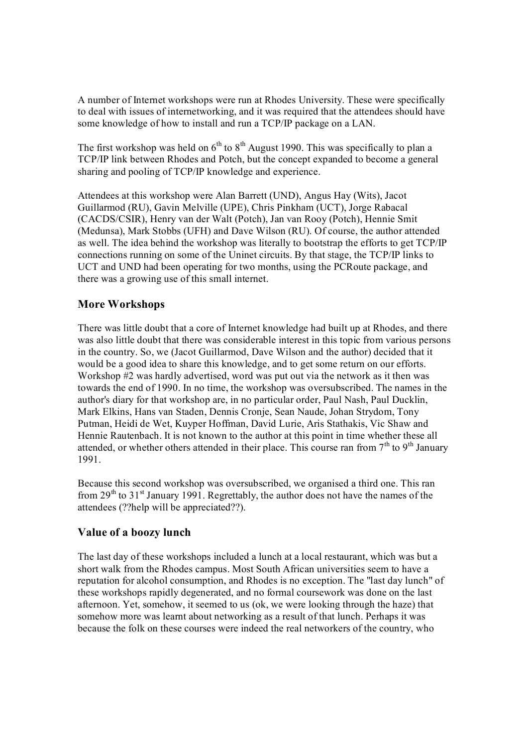A number of Internet workshops were run at Rhodes University. These were specifically to deal with issues of internetworking, and it was required that the attendees should have some knowledge of how to install and run a TCP/IP package on a LAN.

The first workshop was held on 6th to 8th August 1990. This was specifically to plan a TCP/IP link between Rhodes and Potch, but the concept expanded to become a general sharing and pooling of TCP/IP knowledge and experience.

Attendees at this workshop were Alan Barrett (UND), Angus Hay (Wits), Jacot Guillarmod (RU), Gavin Melville (UPE), Chris Pinkham (UCT), Jorge Rabacal (CACDS/CSIR), Henry van der Walt (Potch), Jan van Rooy (Potch), Hennie Smit (Medunsa), Mark Stobbs (UFH) and Dave Wilson (RU). Of course, the author attended as well. The idea behind the workshop was literally to bootstrap the efforts to get TCP/IP connections running on some of the Uninet circuits. By that stage, the TCP/IP links to UCT and UND had been operating for two months, using the PCRoute package, and there was a growing use of this small internet.

## More Workshops

There was little doubt that a core of Internet knowledge had built up at Rhodes, and there was also little doubt that there was considerable interest in this topic from various persons in the country. So, we (Jacot Guillarmod, Dave Wilson and the author) decided that it would be a good idea to share this knowledge, and to get some return on our efforts. Workshop #2 was hardly advertised, word was put out via the network as it then was towards the end of 1990. In no time, the workshop was oversubscribed. The names in the author's diary for that workshop are, in no particular order, Paul Nash, Paul Ducklin, Mark Elkins, Hans van Staden, Dennis Cronje, Sean Naude, Johan Strydom, Tony Putman, Heidi de Wet, Kuyper Hoffman, David Lurie, Aris Stathakis, Vic Shaw and Hennie Rautenbach. It is not known to the author at this point in time whether these all attended, or whether others attended in their place. This course ran from 7th to 9th January 1991.

Because this second workshop was oversubscribed, we organised a third one. This ran from 29th to 31st January 1991. Regrettably, the author does not have the names of the attendees (??help will be appreciated??).

## Value of a boozy lunch

The last day of these workshops included a lunch at a local restaurant, which was but a short walk from the Rhodes campus. Most South African universities seem to have a reputation for alcohol consumption, and Rhodes is no exception. The "last day lunch" of these workshops rapidly degenerated, and no formal coursework was done on the last afternoon. Yet, somehow, it seemed to us (ok, we were looking through the haze) that somehow more was learnt about networking as a result of that lunch. Perhaps it was because the folk on these courses were indeed the real networkers of the country, who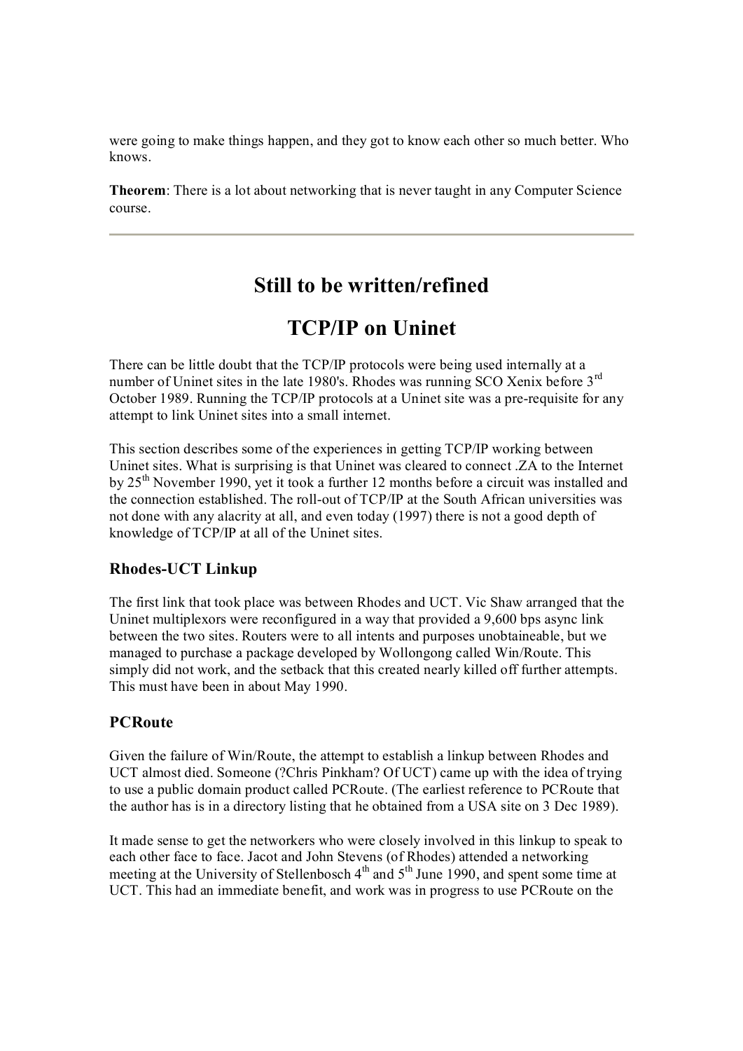were going to make things happen, and they got to know each other so much better. Who knows.

**Theorem**: There is a lot about networking that is never taught in any Computer Science course.

---

# Still to be written/refined

# TCP/IP on Uninet

There can be little doubt that the TCP/IP protocols were being used internally at a number of Uninet sites in the late 1980's. Rhodes was running SCO Xenix before 3rd October 1989. Running the TCP/IP protocols at a Uninet site was a pre-requisite for any attempt to link Uninet sites into a small internet.

This section describes some of the experiences in getting TCP/IP working between Uninet sites. What is surprising is that Uninet was cleared to connect .ZA to the Internet by 25th November 1990, yet it took a further 12 months before a circuit was installed and the connection established. The roll-out of TCP/IP at the South African universities was not done with any alacrity at all, and even today (1997) there is not a good depth of knowledge of TCP/IP at all of the Uninet sites.

### Rhodes-UCT Linkup

The first link that took place was between Rhodes and UCT. Vic Shaw arranged that the Uninet multiplexors were reconfigured in a way that provided a 9,600 bps async link between the two sites. Routers were to all intents and purposes unobtaineable, but we managed to purchase a package developed by Wollongong called Win/Route. This simply did not work, and the setback that this created nearly killed off further attempts. This must have been in about May 1990.

### PCRoute

Given the failure of Win/Route, the attempt to establish a linkup between Rhodes and UCT almost died. Someone (?Chris Pinkham? Of UCT) came up with the idea of trying to use a public domain product called PCRoute. (The earliest reference to PCRoute that the author has is in a directory listing that he obtained from a USA site on 3 Dec 1989).

It made sense to get the networkers who were closely involved in this linkup to speak to each other face to face. Jacot and John Stevens (of Rhodes) attended a networking meeting at the University of Stellenbosch 4th and 5th June 1990, and spent some time at UCT. This had an immediate benefit, and work was in progress to use PCRoute on the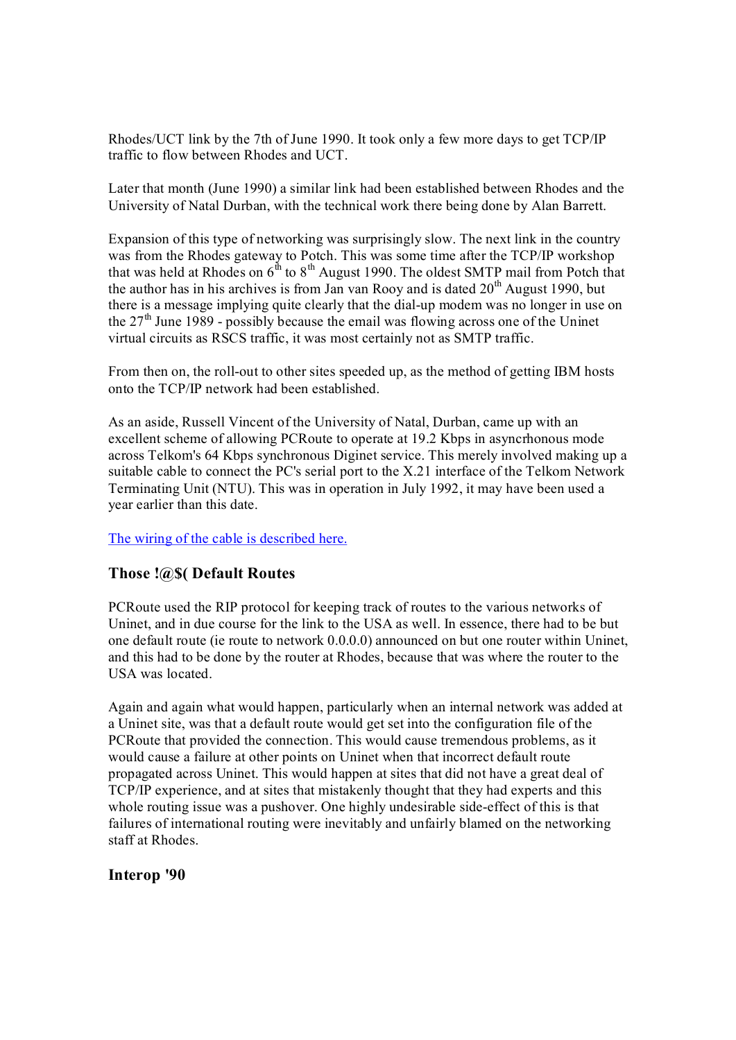Rhodes/UCT link by the 7th of June 1990. It took only a few more days to get TCP/IP traffic to flow between Rhodes and UCT.

Later that month (June 1990) a similar link had been established between Rhodes and the University of Natal Durban, with the technical work there being done by Alan Barrett.

Expansion of this type of networking was surprisingly slow. The next link in the country was from the Rhodes gateway to Potch. This was some time after the TCP/IP workshop that was held at Rhodes on 6th to 8th August 1990. The oldest SMTP mail from Potch that the author has in his archives is from Jan van Rooy and is dated 20th August 1990, but there is a message implying quite clearly that the dial-up modem was no longer in use on the 27th June 1989 - possibly because the email was flowing across one of the Uninet virtual circuits as RSCS traffic, it was most certainly not as SMTP traffic.

From then on, the roll-out to other sites speeded up, as the method of getting IBM hosts onto the TCP/IP network had been established.

As an aside, Russell Vincent of the University of Natal, Durban, came up with an excellent scheme of allowing PCRoute to operate at 19.2 Kbps in asyncrhonous mode across Telkom's 64 Kbps synchronous Diginet service. This merely involved making up a suitable cable to connect the PC's serial port to the X.21 interface of the Telkom Network Terminating Unit (NTU). This was in operation in July 1992, it may have been used a year earlier than this date.

The wiring of the cable is described here.

### Those !@$( Default Routes

PCRoute used the RIP protocol for keeping track of routes to the various networks of Uninet, and in due course for the link to the USA as well. In essence, there had to be but one default route (ie route to network 0.0.0.0) announced on but one router within Uninet, and this had to be done by the router at Rhodes, because that was where the router to the USA was located.

Again and again what would happen, particularly when an internal network was added at a Uninet site, was that a default route would get set into the configuration file of the PCRoute that provided the connection. This would cause tremendous problems, as it would cause a failure at other points on Uninet when that incorrect default route propagated across Uninet. This would happen at sites that did not have a great deal of TCP/IP experience, and at sites that mistakenly thought that they had experts and this whole routing issue was a pushover. One highly undesirable side-effect of this is that failures of international routing were inevitably and unfairly blamed on the networking staff at Rhodes.

### Interop '90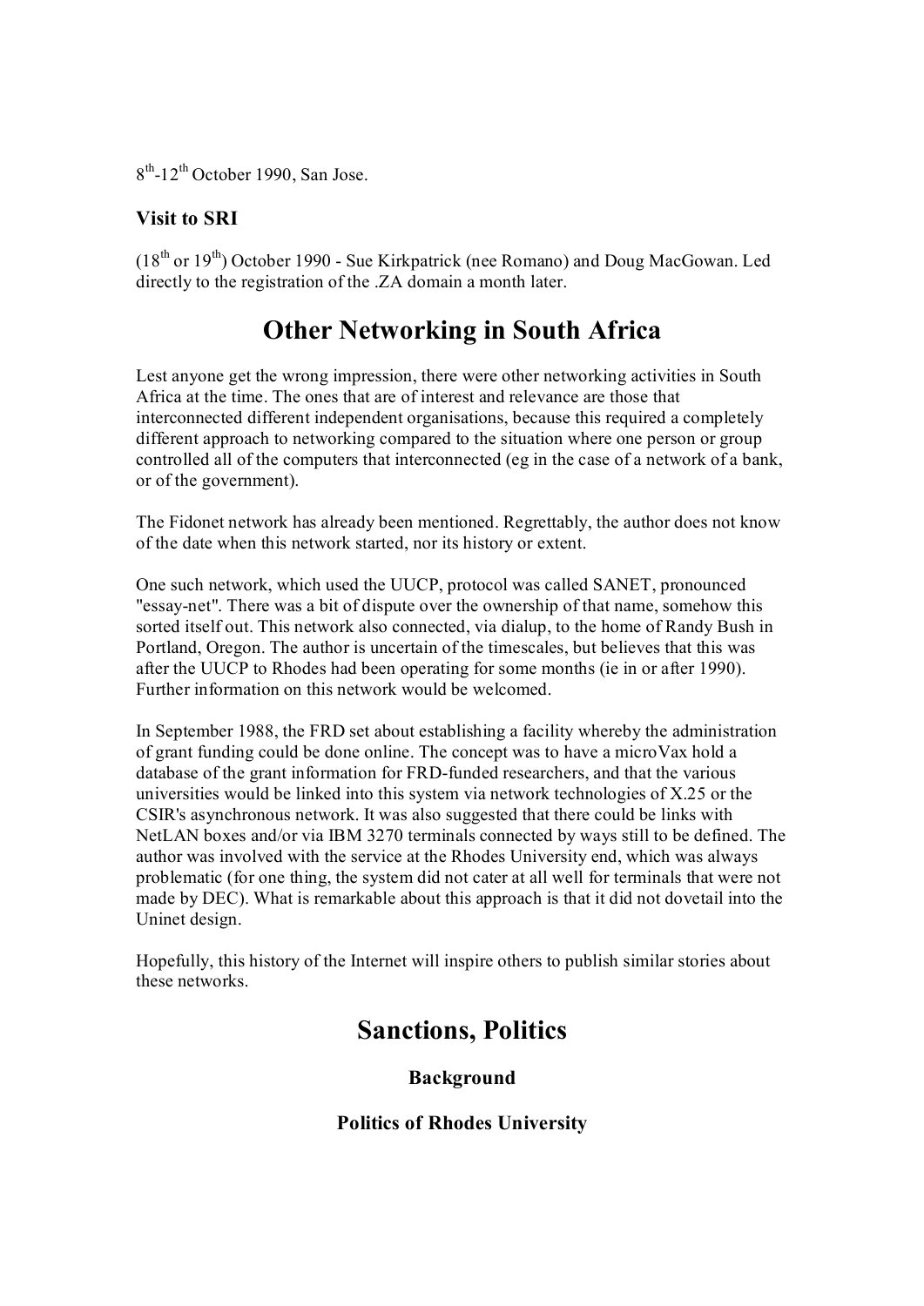8th-12th October 1990, San Jose.

### Visit to SRI

(18th or 19th) October 1990 - Sue Kirkpatrick (nee Romano) and Doug MacGowan. Led directly to the registration of the .ZA domain a month later.

## Other Networking in South Africa

Lest anyone get the wrong impression, there were other networking activities in South Africa at the time. The ones that are of interest and relevance are those that interconnected different independent organisations, because this required a completely different approach to networking compared to the situation where one person or group controlled all of the computers that interconnected (eg in the case of a network of a bank, or of the government).

The Fidonet network has already been mentioned. Regrettably, the author does not know of the date when this network started, nor its history or extent.

One such network, which used the UUCP, protocol was called SANET, pronounced "essay-net". There was a bit of dispute over the ownership of that name, somehow this sorted itself out. This network also connected, via dialup, to the home of Randy Bush in Portland, Oregon. The author is uncertain of the timescales, but believes that this was after the UUCP to Rhodes had been operating for some months (ie in or after 1990). Further information on this network would be welcomed.

In September 1988, the FRD set about establishing a facility whereby the administration of grant funding could be done online. The concept was to have a microVax hold a database of the grant information for FRD-funded researchers, and that the various universities would be linked into this system via network technologies of X.25 or the CSIR's asynchronous network. It was also suggested that there could be links with NetLAN boxes and/or via IBM 3270 terminals connected by ways still to be defined. The author was involved with the service at the Rhodes University end, which was always problematic (for one thing, the system did not cater at all well for terminals that were not made by DEC). What is remarkable about this approach is that it did not dovetail into the Uninet design.

Hopefully, this history of the Internet will inspire others to publish similar stories about these networks.

## Sanctions, Politics

### Background

### Politics of Rhodes University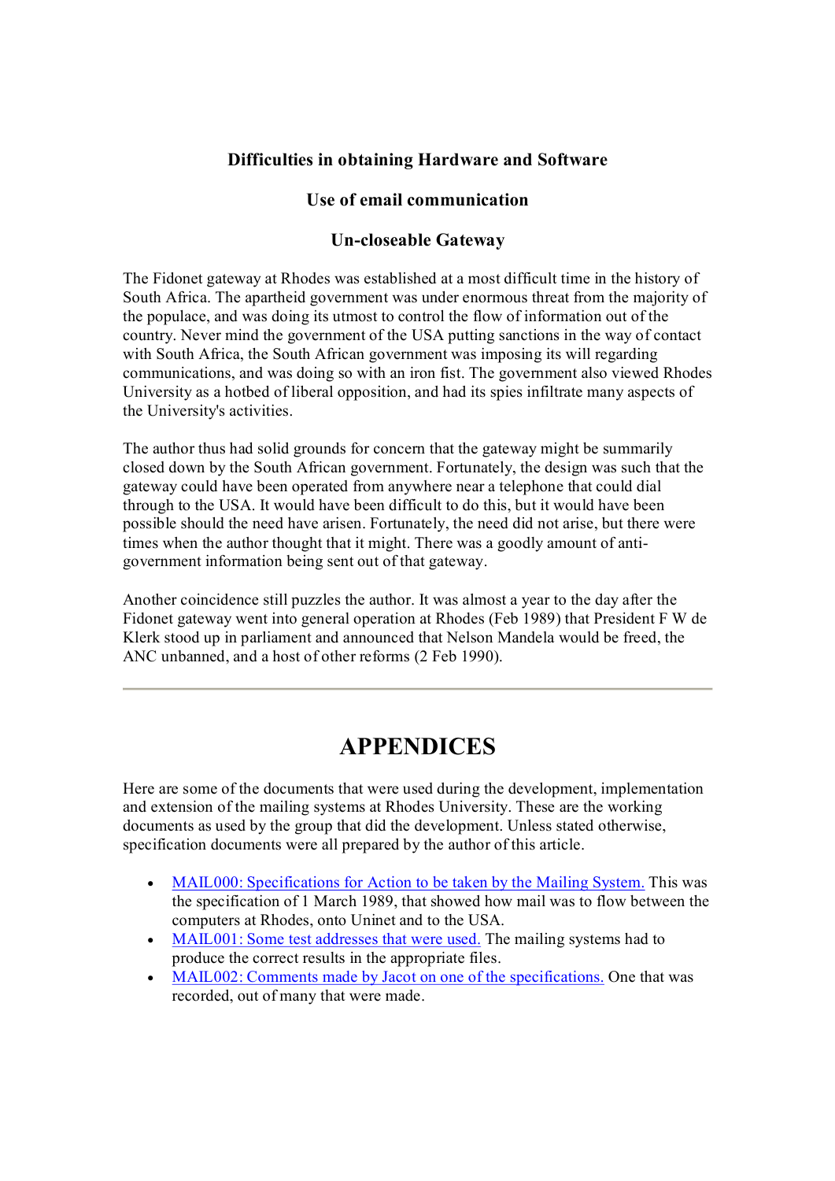### Difficulties in obtaining Hardware and Software

### Use of email communication

### Un-closeable Gateway

The Fidonet gateway at Rhodes was established at a most difficult time in the history of South Africa. The apartheid government was under enormous threat from the majority of the populace, and was doing its utmost to control the flow of information out of the country. Never mind the government of the USA putting sanctions in the way of contact with South Africa, the South African government was imposing its will regarding communications, and was doing so with an iron fist. The government also viewed Rhodes University as a hotbed of liberal opposition, and had its spies infiltrate many aspects of the University's activities.

The author thus had solid grounds for concern that the gateway might be summarily closed down by the South African government. Fortunately, the design was such that the gateway could have been operated from anywhere near a telephone that could dial through to the USA. It would have been difficult to do this, but it would have been possible should the need have arisen. Fortunately, the need did not arise, but there were times when the author thought that it might. There was a goodly amount of anti-government information being sent out of that gateway.

Another coincidence still puzzles the author. It was almost a year to the day after the Fidonet gateway went into general operation at Rhodes (Feb 1989) that President F W de Klerk stood up in parliament and announced that Nelson Mandela would be freed, the ANC unbanned, and a host of other reforms (2 Feb 1990).

---

# APPENDICES

Here are some of the documents that were used during the development, implementation and extension of the mailing systems at Rhodes University. These are the working documents as used by the group that did the development. Unless stated otherwise, specification documents were all prepared by the author of this article.

- MAIL000: Specifications for Action to be taken by the Mailing System. This was the specification of 1 March 1989, that showed how mail was to flow between the computers at Rhodes, onto Uninet and to the USA.
- MAIL001: Some test addresses that were used. The mailing systems had to produce the correct results in the appropriate files.
- MAIL002: Comments made by Jacot on one of the specifications. One that was recorded, out of many that were made.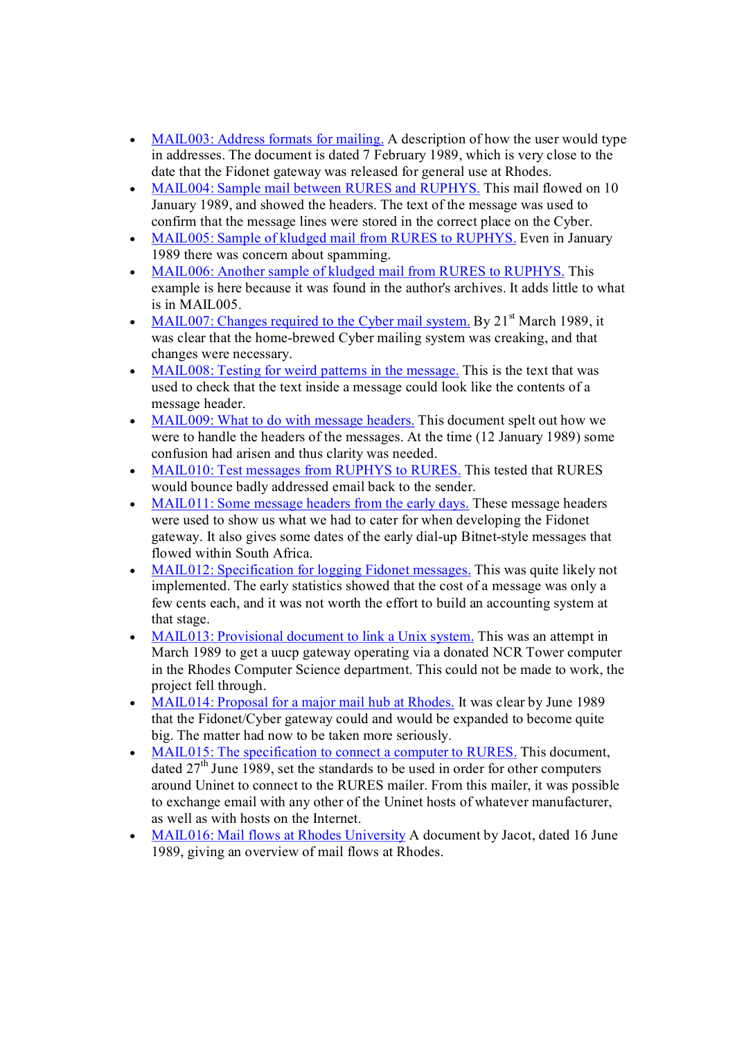- MAIL003: Address formats for mailing. A description of how the user would type in addresses. The document is dated 7 February 1989, which is very close to the date that the Fidonet gateway was released for general use at Rhodes.
- MAIL004: Sample mail between RURES and RUPHYS. This mail flowed on 10 January 1989, and showed the headers. The text of the message was used to confirm that the message lines were stored in the correct place on the Cyber.
- MAIL005: Sample of kludged mail from RURES to RUPHYS. Even in January 1989 there was concern about spamming.
- MAIL006: Another sample of kludged mail from RURES to RUPHYS. This example is here because it was found in the author's archives. It adds little to what is in MAIL005.
- MAIL007: Changes required to the Cyber mail system. By 21st March 1989, it was clear that the home-brewed Cyber mailing system was creaking, and that changes were necessary.
- MAIL008: Testing for weird patterns in the message. This is the text that was used to check that the text inside a message could look like the contents of a message header.
- MAIL009: What to do with message headers. This document spelt out how we were to handle the headers of the messages. At the time (12 January 1989) some confusion had arisen and thus clarity was needed.
- MAIL010: Test messages from RUPHYS to RURES. This tested that RURES would bounce badly addressed email back to the sender.
- MAIL011: Some message headers from the early days. These message headers were used to show us what we had to cater for when developing the Fidonet gateway. It also gives some dates of the early dial-up Bitnet-style messages that flowed within South Africa.
- MAIL012: Specification for logging Fidonet messages. This was quite likely not implemented. The early statistics showed that the cost of a message was only a few cents each, and it was not worth the effort to build an accounting system at that stage.
- MAIL013: Provisional document to link a Unix system. This was an attempt in March 1989 to get a uucp gateway operating via a donated NCR Tower computer in the Rhodes Computer Science department. This could not be made to work, the project fell through.
- MAIL014: Proposal for a major mail hub at Rhodes. It was clear by June 1989 that the Fidonet/Cyber gateway could and would be expanded to become quite big. The matter had now to be taken more seriously.
- MAIL015: The specification to connect a computer to RURES. This document, dated 27th June 1989, set the standards to be used in order for other computers around Uninet to connect to the RURES mailer. From this mailer, it was possible to exchange email with any other of the Uninet hosts of whatever manufacturer, as well as with hosts on the Internet.
- MAIL016: Mail flows at Rhodes University A document by Jacot, dated 16 June 1989, giving an overview of mail flows at Rhodes.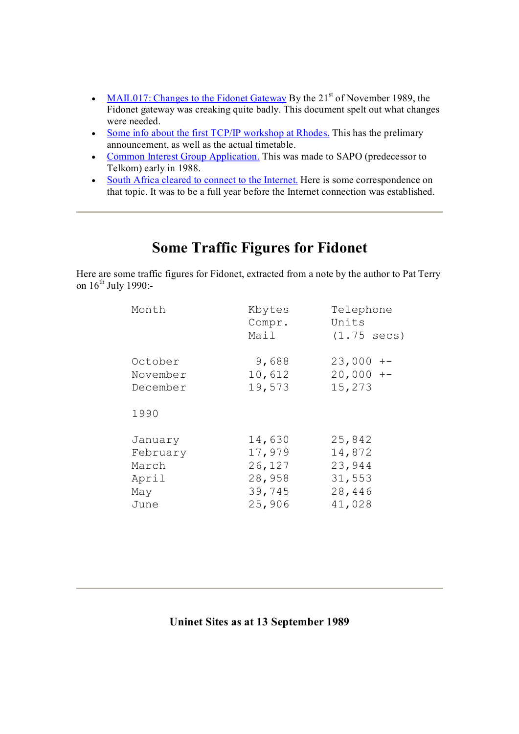- MAIL017: Changes to the Fidonet Gateway By the 21st of November 1989, the Fidonet gateway was creaking quite badly. This document spelt out what changes were needed.
- Some info about the first TCP/IP workshop at Rhodes. This has the prelimary announcement, as well as the actual timetable.
- Common Interest Group Application. This was made to SAPO (predecessor to Telkom) early in 1988.
- South Africa cleared to connect to the Internet. Here is some correspondence on that topic. It was to be a full year before the Internet connection was established.

---

## Some Traffic Figures for Fidonet

Here are some traffic figures for Fidonet, extracted from a note by the author to Pat Terry on 16th July 1990:-

```
Month              Kbytes     Telephone
                   Compr.     Units
                   Mail       (1.75 secs)

October             9,688     23,000 +-
November           10,612     20,000 +-
December           19,573     15,273

1990

January            14,630     25,842
February           17,979     14,872
March              26,127     23,944
April              28,958     31,553
May                39,745     28,446
June               25,906     41,028
```

---

**Uninet Sites as at 13 September 1989**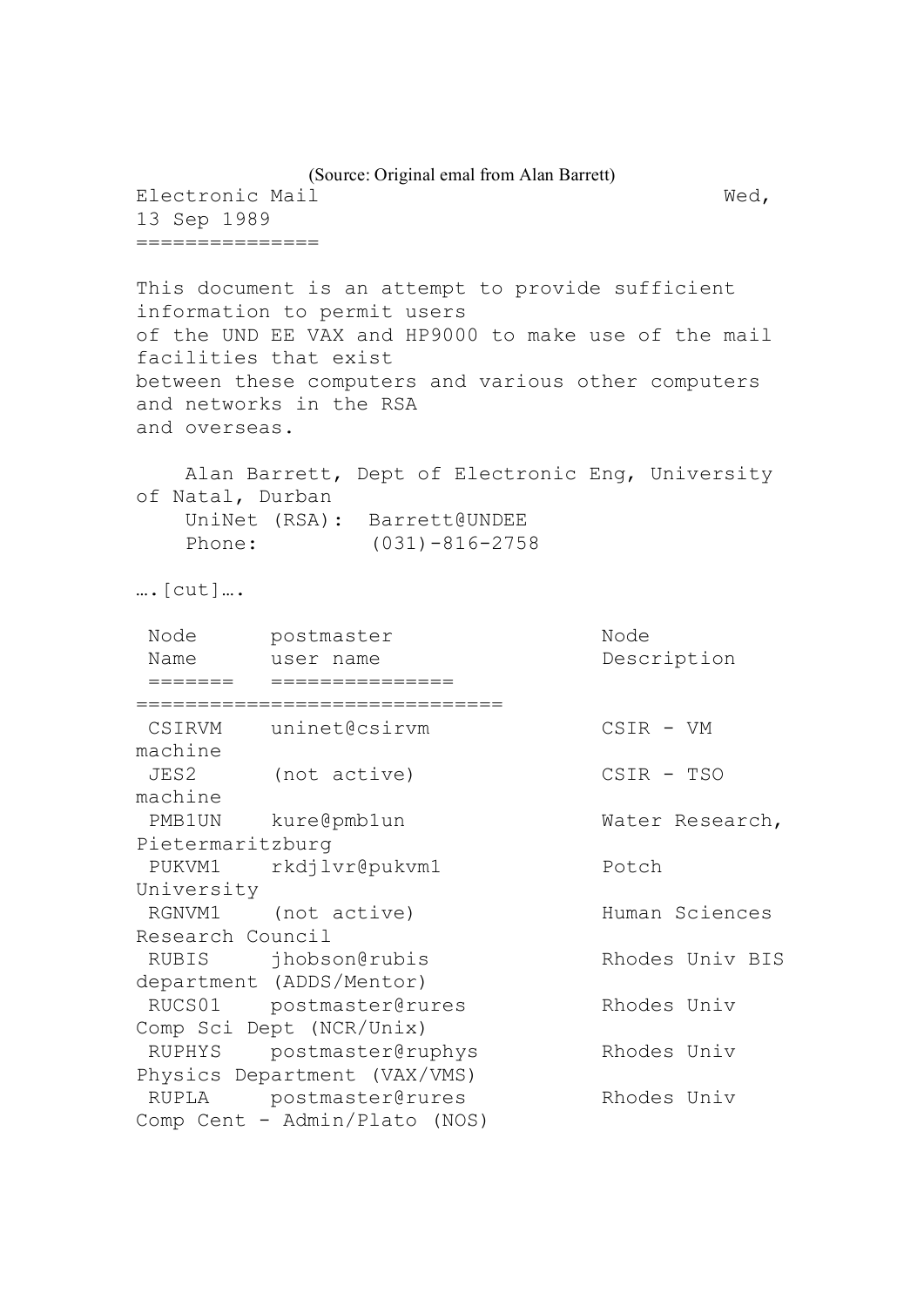(Source: Original emal from Alan Barrett)

```
Electronic Mail                                          Wed, 13 Sep 1989
===============

This document is an attempt to provide sufficient information to permit users
of the UND EE VAX and HP9000 to make use of the mail facilities that exist
between these computers and various other computers and networks in the RSA
and overseas.

    Alan Barrett, Dept of Electronic Eng, University of Natal, Durban
    UniNet (RSA):  Barrett@UNDEE
    Phone:         (031)-816-2758

….[cut]….

 Node      postmaster               Node
 Name      user name                Description
 =======   ===============          ==============================
 CSIRVM    uninet@csirvm            CSIR - VM machine
 JES2      (not active)             CSIR - TSO machine
 PMB1UN    kure@pmb1un              Water Research, Pietermaritzburg
 PUKVM1    rkdjlvr@pukvm1           Potch University
 RGNVM1    (not active)             Human Sciences Research Council
 RUBIS     jhobson@rubis            Rhodes Univ BIS department (ADDS/Mentor)
 RUCS01    postmaster@rures         Rhodes Univ Comp Sci Dept (NCR/Unix)
 RUPHYS    postmaster@ruphys        Rhodes Univ Physics Department (VAX/VMS)
 RUPLA     postmaster@rures         Rhodes Univ Comp Cent - Admin/Plato (NOS)
```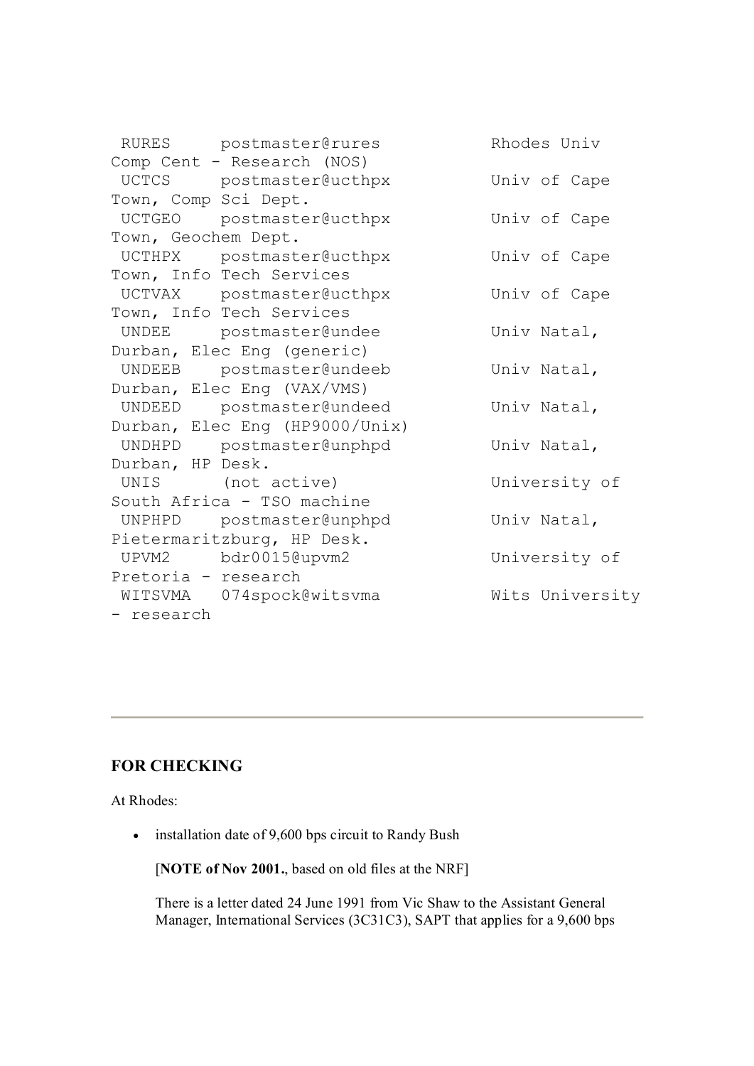```
 RURES     postmaster@rures           Rhodes Univ
Comp Cent - Research (NOS)
 UCTCS     postmaster@ucthpx          Univ of Cape
Town, Comp Sci Dept.
 UCTGEO    postmaster@ucthpx          Univ of Cape
Town, Geochem Dept.
 UCTHPX    postmaster@ucthpx          Univ of Cape
Town, Info Tech Services
 UCTVAX    postmaster@ucthpx          Univ of Cape
Town, Info Tech Services
 UNDEE     postmaster@undee           Univ Natal,
Durban, Elec Eng (generic)
 UNDEEB    postmaster@undeeb          Univ Natal,
Durban, Elec Eng (VAX/VMS)
 UNDEED    postmaster@undeed          Univ Natal,
Durban, Elec Eng (HP9000/Unix)
 UNDHPD    postmaster@unphpd          Univ Natal,
Durban, HP Desk.
 UNIS       (not active)              University of
South Africa - TSO machine
 UNPHPD    postmaster@unphpd          Univ Natal,
Pietermaritzburg, HP Desk.
 UPVM2     bdr0015@upvm2              University of
Pretoria - research
 WITSVMA   074spock@witsvma           Wits University
- research
```

---

## FOR CHECKING

At Rhodes:

- installation date of 9,600 bps circuit to Randy Bush

  [**NOTE of Nov 2001.**, based on old files at the NRF]

  There is a letter dated 24 June 1991 from Vic Shaw to the Assistant General Manager, International Services (3C31C3), SAPT that applies for a 9,600 bps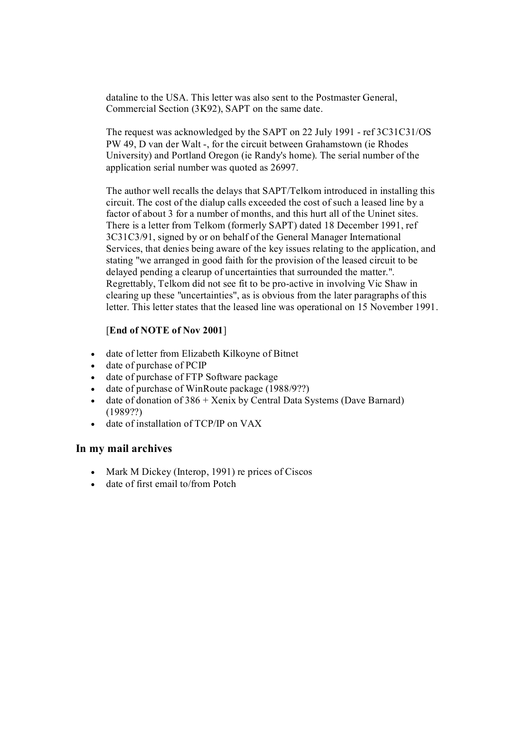dataline to the USA. This letter was also sent to the Postmaster General, Commercial Section (3K92), SAPT on the same date.

The request was acknowledged by the SAPT on 22 July 1991 - ref 3C31C31/OS PW 49, D van der Walt -, for the circuit between Grahamstown (ie Rhodes University) and Portland Oregon (ie Randy's home). The serial number of the application serial number was quoted as 26997.

The author well recalls the delays that SAPT/Telkom introduced in installing this circuit. The cost of the dialup calls exceeded the cost of such a leased line by a factor of about 3 for a number of months, and this hurt all of the Uninet sites. There is a letter from Telkom (formerly SAPT) dated 18 December 1991, ref 3C31C3/91, signed by or on behalf of the General Manager International Services, that denies being aware of the key issues relating to the application, and stating "we arranged in good faith for the provision of the leased circuit to be delayed pending a clearup of uncertainties that surrounded the matter.". Regrettably, Telkom did not see fit to be pro-active in involving Vic Shaw in clearing up these "uncertainties", as is obvious from the later paragraphs of this letter. This letter states that the leased line was operational on 15 November 1991.

[**End of NOTE of Nov 2001**]

- date of letter from Elizabeth Kilkoyne of Bitnet
- date of purchase of PCIP
- date of purchase of FTP Software package
- date of purchase of WinRoute package (1988/9??)
- date of donation of 386 + Xenix by Central Data Systems (Dave Barnard) (1989??)
- date of installation of TCP/IP on VAX

### In my mail archives

- Mark M Dickey (Interop, 1991) re prices of Ciscos
- date of first email to/from Potch